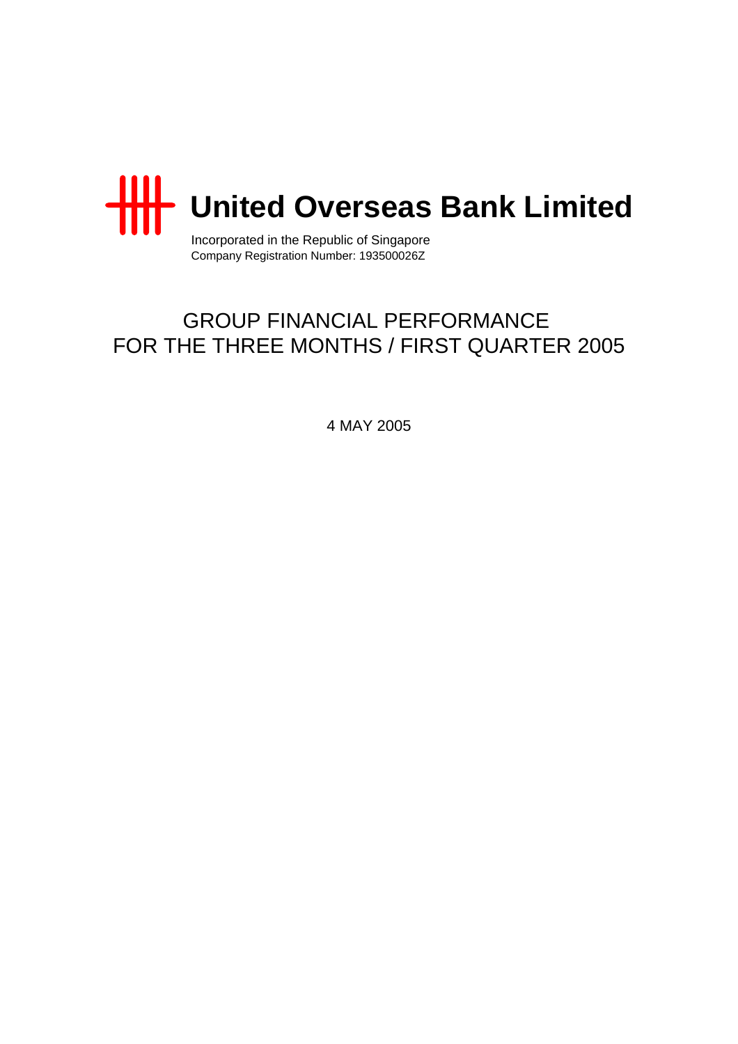# United Overseas Bank Limited

Incorporated in the Republic of Singapore
Company Registration Number: 193500026Z

## GROUP FINANCIAL PERFORMANCE FOR THE THREE MONTHS / FIRST QUARTER 2005

4 MAY 2005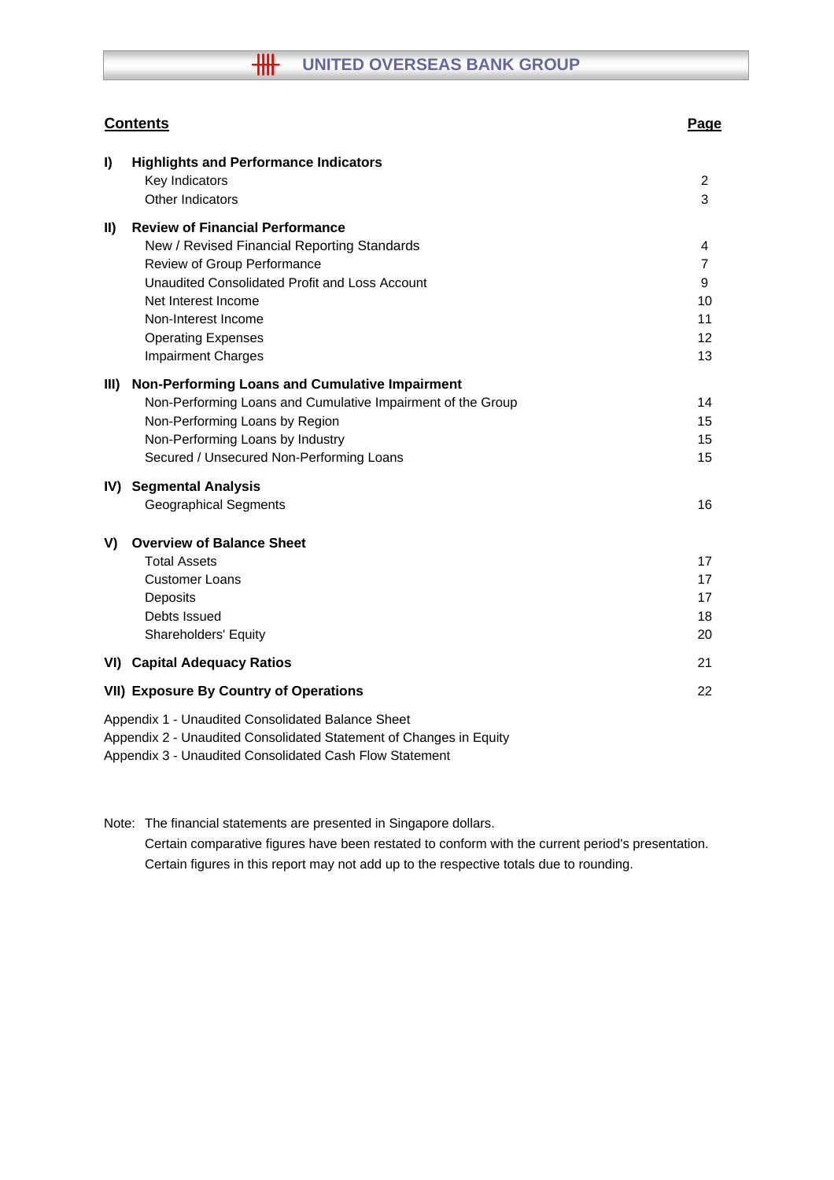# UNITED OVERSEAS BANK GROUP

| **Contents** | **Page** |
|---|---|
| **I) Highlights and Performance Indicators** | |
| Key Indicators | 2 |
| Other Indicators | 3 |
| **II) Review of Financial Performance** | |
| New / Revised Financial Reporting Standards | 4 |
| Review of Group Performance | 7 |
| Unaudited Consolidated Profit and Loss Account | 9 |
| Net Interest Income | 10 |
| Non-Interest Income | 11 |
| Operating Expenses | 12 |
| Impairment Charges | 13 |
| **III) Non-Performing Loans and Cumulative Impairment** | |
| Non-Performing Loans and Cumulative Impairment of the Group | 14 |
| Non-Performing Loans by Region | 15 |
| Non-Performing Loans by Industry | 15 |
| Secured / Unsecured Non-Performing Loans | 15 |
| **IV) Segmental Analysis** | |
| Geographical Segments | 16 |
| **V) Overview of Balance Sheet** | |
| Total Assets | 17 |
| Customer Loans | 17 |
| Deposits | 17 |
| Debts Issued | 18 |
| Shareholders' Equity | 20 |
| **VI) Capital Adequacy Ratios** | 21 |
| **VII) Exposure By Country of Operations** | 22 |
| Appendix 1 - Unaudited Consolidated Balance Sheet | |
| Appendix 2 - Unaudited Consolidated Statement of Changes in Equity | |
| Appendix 3 - Unaudited Consolidated Cash Flow Statement | |

Note: The financial statements are presented in Singapore dollars.
Certain comparative figures have been restated to conform with the current period's presentation.
Certain figures in this report may not add up to the respective totals due to rounding.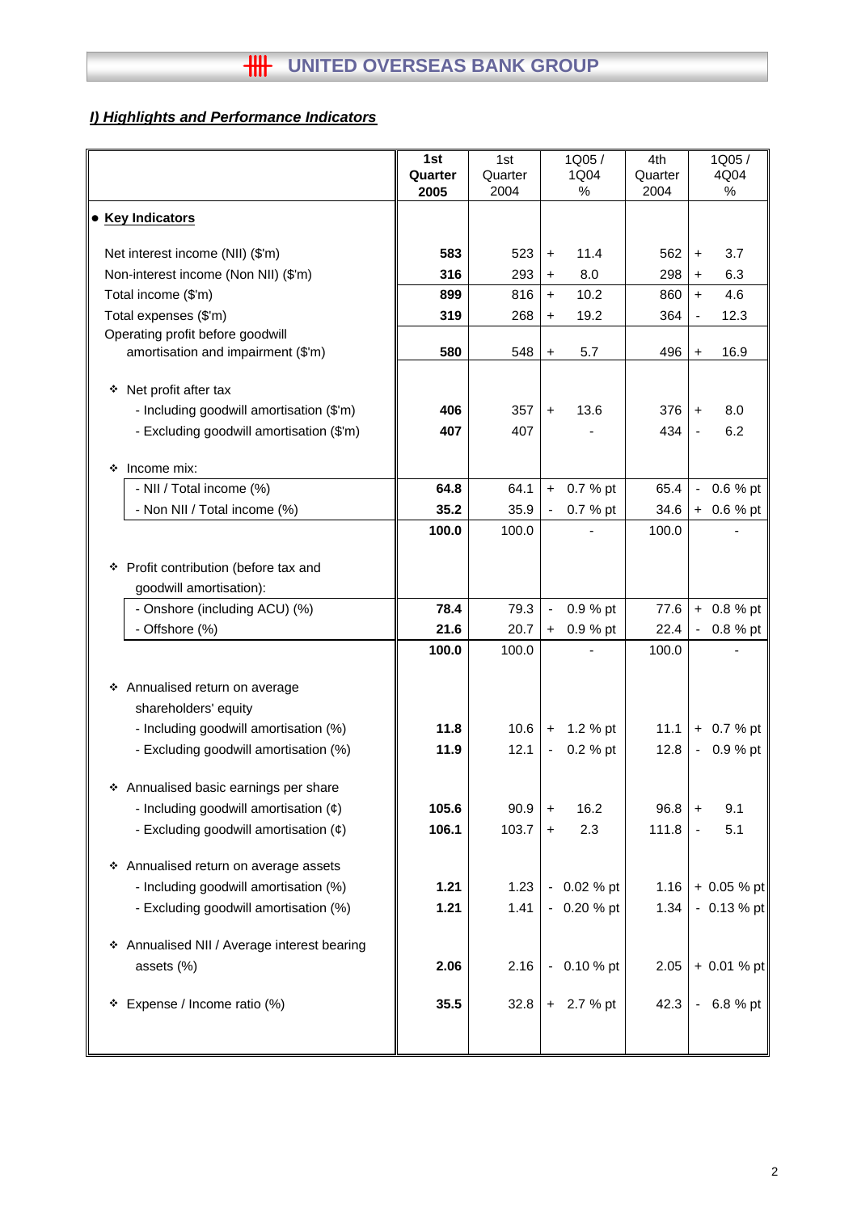## I) Highlights and Performance Indicators

| | 1st Quarter 2005 | 1st Quarter 2004 | 1Q05 / 1Q04 % | 4th Quarter 2004 | 1Q05 / 4Q04 % |
|---|---|---|---|---|---|
| **● Key Indicators** | | | | | |
| Net interest income (NII) ($'m) | **583** | 523 | + 11.4 | 562 | + 3.7 |
| Non-interest income (Non NII) ($'m) | **316** | 293 | + 8.0 | 298 | + 6.3 |
| Total income ($'m) | **899** | 816 | + 10.2 | 860 | + 4.6 |
| Total expenses ($'m) | **319** | 268 | + 19.2 | 364 | - 12.3 |
| Operating profit before goodwill amortisation and impairment ($'m) | **580** | 548 | + 5.7 | 496 | + 16.9 |
| ❖ Net profit after tax | | | | | |
| - Including goodwill amortisation ($'m) | **406** | 357 | + 13.6 | 376 | + 8.0 |
| - Excluding goodwill amortisation ($'m) | **407** | 407 | - | 434 | - 6.2 |
| ❖ Income mix: | | | | | |
| - NII / Total income (%) | **64.8** | 64.1 | + 0.7 % pt | 65.4 | - 0.6 % pt |
| - Non NII / Total income (%) | **35.2** | 35.9 | - 0.7 % pt | 34.6 | + 0.6 % pt |
| | **100.0** | 100.0 | - | 100.0 | - |
| ❖ Profit contribution (before tax and goodwill amortisation): | | | | | |
| - Onshore (including ACU) (%) | **78.4** | 79.3 | - 0.9 % pt | 77.6 | + 0.8 % pt |
| - Offshore (%) | **21.6** | 20.7 | + 0.9 % pt | 22.4 | - 0.8 % pt |
| | **100.0** | 100.0 | - | 100.0 | - |
| ❖ Annualised return on average shareholders' equity | | | | | |
| - Including goodwill amortisation (%) | **11.8** | 10.6 | + 1.2 % pt | 11.1 | + 0.7 % pt |
| - Excluding goodwill amortisation (%) | **11.9** | 12.1 | - 0.2 % pt | 12.8 | - 0.9 % pt |
| ❖ Annualised basic earnings per share | | | | | |
| - Including goodwill amortisation (¢) | **105.6** | 90.9 | + 16.2 | 96.8 | + 9.1 |
| - Excluding goodwill amortisation (¢) | **106.1** | 103.7 | + 2.3 | 111.8 | - 5.1 |
| ❖ Annualised return on average assets | | | | | |
| - Including goodwill amortisation (%) | **1.21** | 1.23 | - 0.02 % pt | 1.16 | + 0.05 % pt |
| - Excluding goodwill amortisation (%) | **1.21** | 1.41 | - 0.20 % pt | 1.34 | - 0.13 % pt |
| ❖ Annualised NII / Average interest bearing assets (%) | **2.06** | 2.16 | - 0.10 % pt | 2.05 | + 0.01 % pt |
| ❖ Expense / Income ratio (%) | **35.5** | 32.8 | + 2.7 % pt | 42.3 | - 6.8 % pt |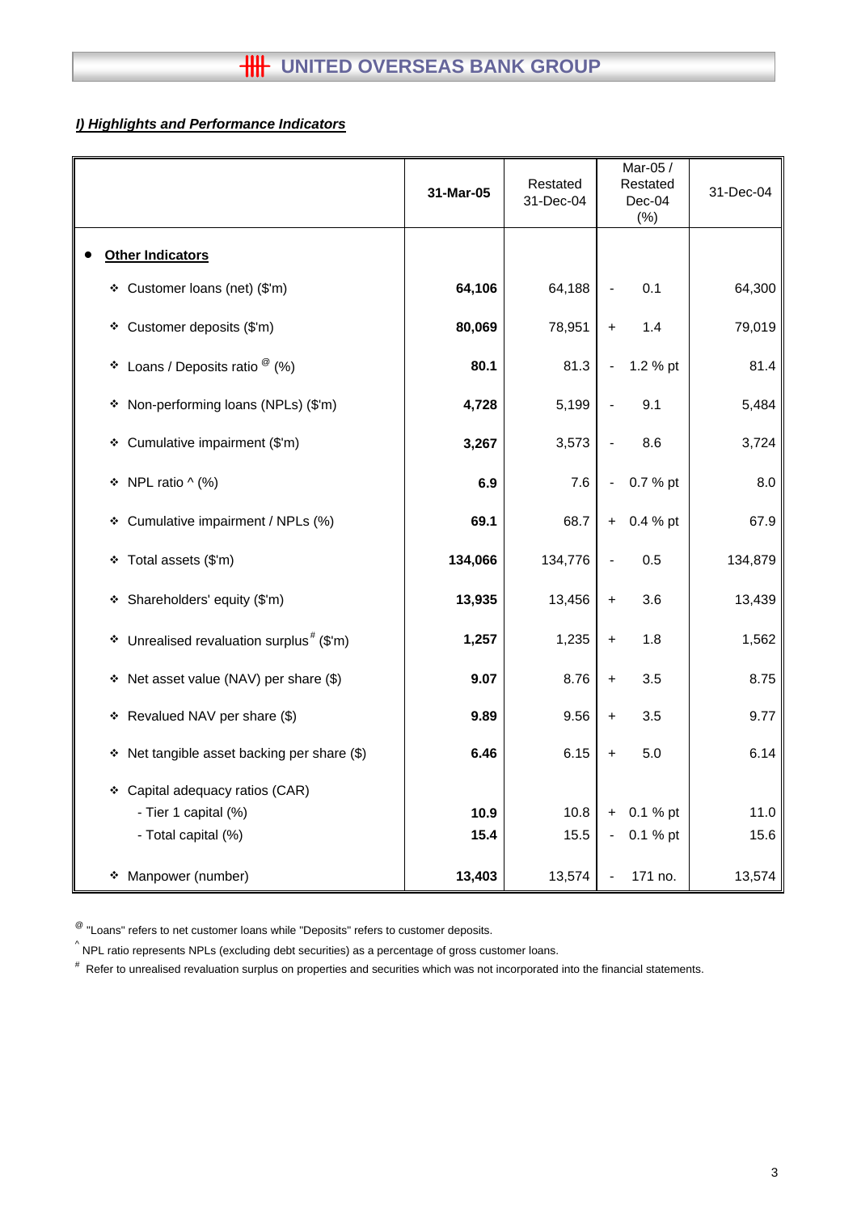## I) Highlights and Performance Indicators

| | 31-Mar-05 | Restated 31-Dec-04 | Mar-05 / Restated Dec-04 (%) | 31-Dec-04 |
|---|---|---|---|---|
| • **Other Indicators** | | | | |
| ❖ Customer loans (net) ($'m) | **64,106** | 64,188 | - 0.1 | 64,300 |
| ❖ Customer deposits ($'m) | **80,069** | 78,951 | + 1.4 | 79,019 |
| ❖ Loans / Deposits ratio @ (%) | **80.1** | 81.3 | - 1.2 % pt | 81.4 |
| ❖ Non-performing loans (NPLs) ($'m) | **4,728** | 5,199 | - 9.1 | 5,484 |
| ❖ Cumulative impairment ($'m) | **3,267** | 3,573 | - 8.6 | 3,724 |
| ❖ NPL ratio ^ (%) | **6.9** | 7.6 | - 0.7 % pt | 8.0 |
| ❖ Cumulative impairment / NPLs (%) | **69.1** | 68.7 | + 0.4 % pt | 67.9 |
| ❖ Total assets ($'m) | **134,066** | 134,776 | - 0.5 | 134,879 |
| ❖ Shareholders' equity ($'m) | **13,935** | 13,456 | + 3.6 | 13,439 |
| ❖ Unrealised revaluation surplus # ($'m) | **1,257** | 1,235 | + 1.8 | 1,562 |
| ❖ Net asset value (NAV) per share ($) | **9.07** | 8.76 | + 3.5 | 8.75 |
| ❖ Revalued NAV per share ($) | **9.89** | 9.56 | + 3.5 | 9.77 |
| ❖ Net tangible asset backing per share ($) | **6.46** | 6.15 | + 5.0 | 6.14 |
| ❖ Capital adequacy ratios (CAR) | | | | |
| - Tier 1 capital (%) | **10.9** | 10.8 | + 0.1 % pt | 11.0 |
| - Total capital (%) | **15.4** | 15.5 | - 0.1 % pt | 15.6 |
| ❖ Manpower (number) | **13,403** | 13,574 | - 171 no. | 13,574 |

@ "Loans" refers to net customer loans while "Deposits" refers to customer deposits.

^ NPL ratio represents NPLs (excluding debt securities) as a percentage of gross customer loans.

# Refer to unrealised revaluation surplus on properties and securities which was not incorporated into the financial statements.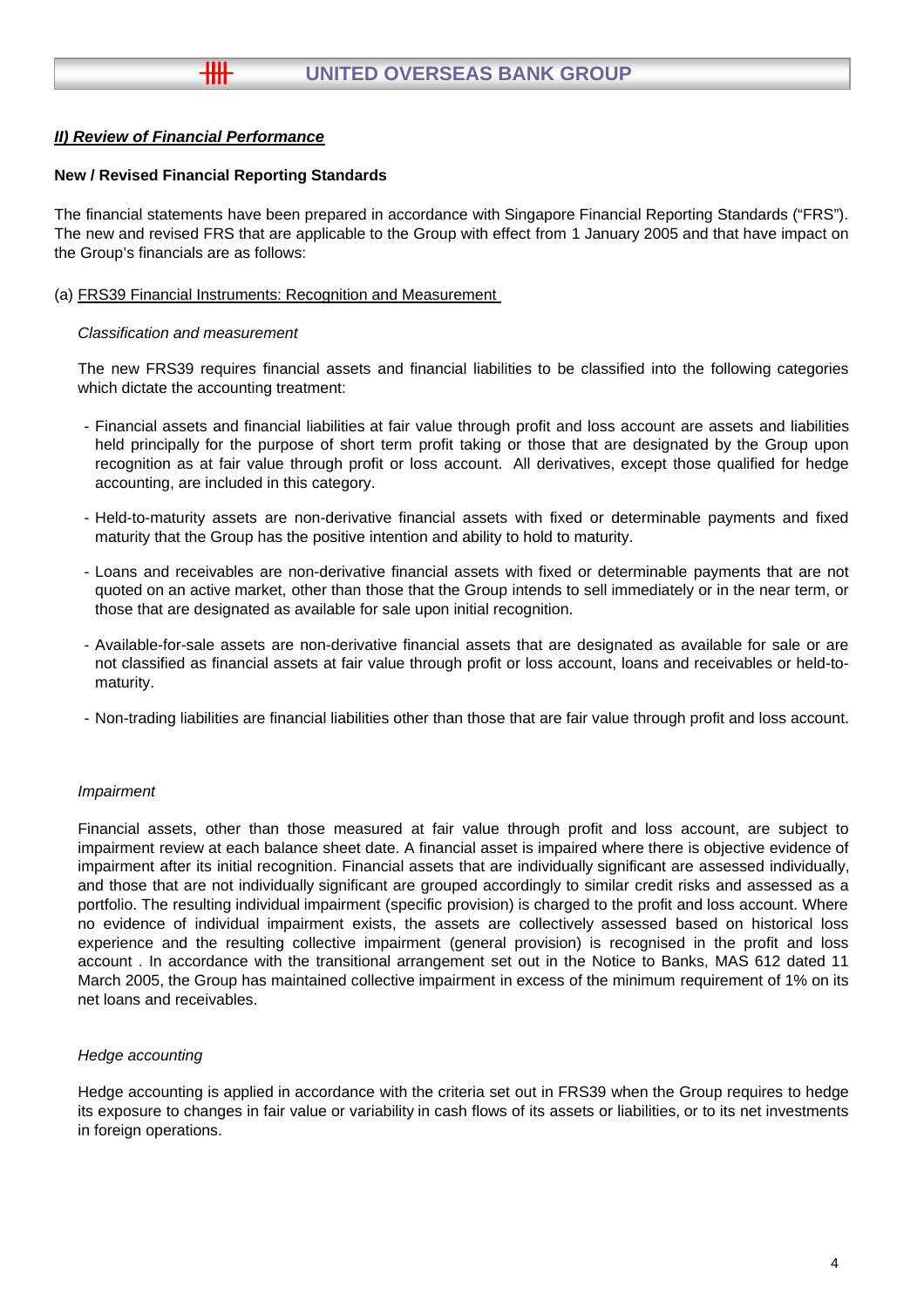## *II) Review of Financial Performance*

**New / Revised Financial Reporting Standards**

The financial statements have been prepared in accordance with Singapore Financial Reporting Standards ("FRS"). The new and revised FRS that are applicable to the Group with effect from 1 January 2005 and that have impact on the Group's financials are as follows:

(a) FRS39 Financial Instruments: Recognition and Measurement

*Classification and measurement*

The new FRS39 requires financial assets and financial liabilities to be classified into the following categories which dictate the accounting treatment:

- Financial assets and financial liabilities at fair value through profit and loss account are assets and liabilities held principally for the purpose of short term profit taking or those that are designated by the Group upon recognition as at fair value through profit or loss account. All derivatives, except those qualified for hedge accounting, are included in this category.

- Held-to-maturity assets are non-derivative financial assets with fixed or determinable payments and fixed maturity that the Group has the positive intention and ability to hold to maturity.

- Loans and receivables are non-derivative financial assets with fixed or determinable payments that are not quoted on an active market, other than those that the Group intends to sell immediately or in the near term, or those that are designated as available for sale upon initial recognition.

- Available-for-sale assets are non-derivative financial assets that are designated as available for sale or are not classified as financial assets at fair value through profit or loss account, loans and receivables or held-to-maturity.

- Non-trading liabilities are financial liabilities other than those that are fair value through profit and loss account.

*Impairment*

Financial assets, other than those measured at fair value through profit and loss account, are subject to impairment review at each balance sheet date. A financial asset is impaired where there is objective evidence of impairment after its initial recognition. Financial assets that are individually significant are assessed individually, and those that are not individually significant are grouped accordingly to similar credit risks and assessed as a portfolio. The resulting individual impairment (specific provision) is charged to the profit and loss account. Where no evidence of individual impairment exists, the assets are collectively assessed based on historical loss experience and the resulting collective impairment (general provision) is recognised in the profit and loss account . In accordance with the transitional arrangement set out in the Notice to Banks, MAS 612 dated 11 March 2005, the Group has maintained collective impairment in excess of the minimum requirement of 1% on its net loans and receivables.

*Hedge accounting*

Hedge accounting is applied in accordance with the criteria set out in FRS39 when the Group requires to hedge its exposure to changes in fair value or variability in cash flows of its assets or liabilities, or to its net investments in foreign operations.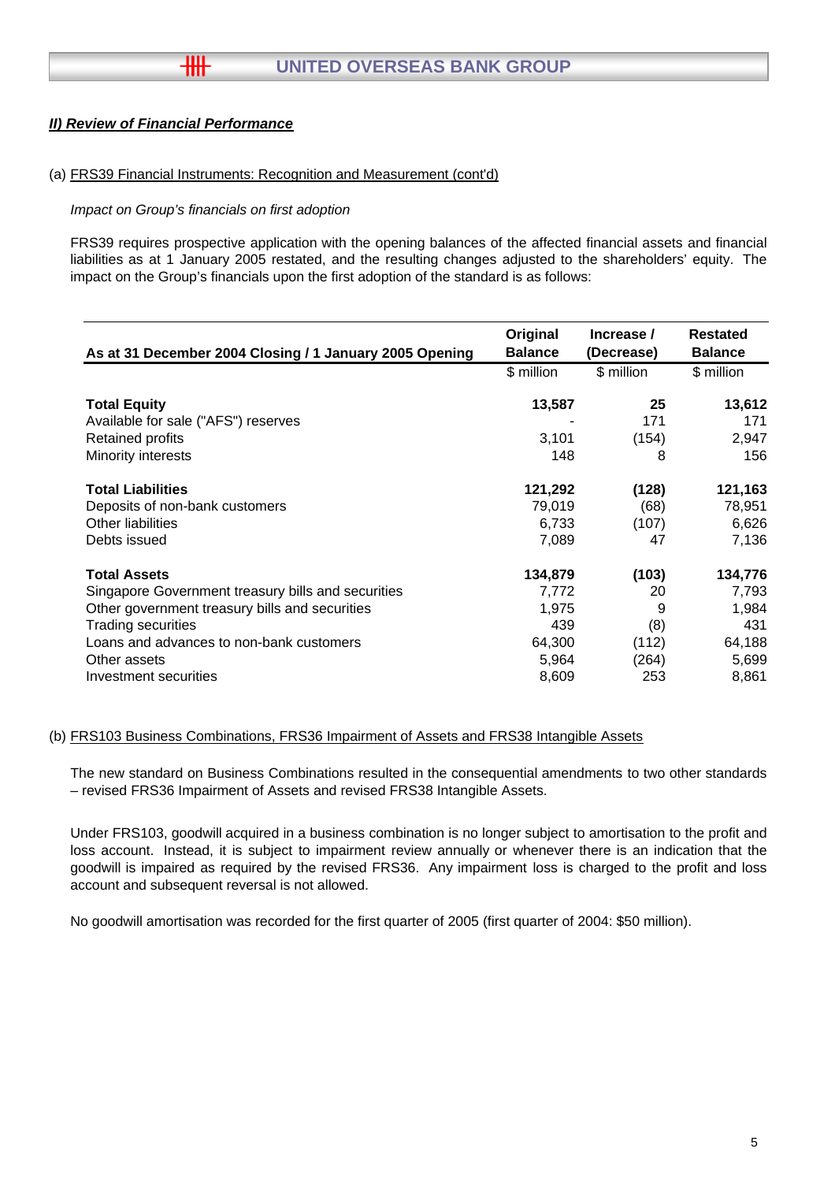## *II) Review of Financial Performance*

(a) FRS39 Financial Instruments: Recognition and Measurement (cont'd)

*Impact on Group's financials on first adoption*

FRS39 requires prospective application with the opening balances of the affected financial assets and financial liabilities as at 1 January 2005 restated, and the resulting changes adjusted to the shareholders' equity. The impact on the Group's financials upon the first adoption of the standard is as follows:

| As at 31 December 2004 Closing / 1 January 2005 Opening | Original Balance | Increase / (Decrease) | Restated Balance |
|---|---|---|---|
| | $ million | $ million | $ million |
| **Total Equity** | **13,587** | **25** | **13,612** |
| Available for sale ("AFS") reserves | - | 171 | 171 |
| Retained profits | 3,101 | (154) | 2,947 |
| Minority interests | 148 | 8 | 156 |
| **Total Liabilities** | **121,292** | **(128)** | **121,163** |
| Deposits of non-bank customers | 79,019 | (68) | 78,951 |
| Other liabilities | 6,733 | (107) | 6,626 |
| Debts issued | 7,089 | 47 | 7,136 |
| **Total Assets** | **134,879** | **(103)** | **134,776** |
| Singapore Government treasury bills and securities | 7,772 | 20 | 7,793 |
| Other government treasury bills and securities | 1,975 | 9 | 1,984 |
| Trading securities | 439 | (8) | 431 |
| Loans and advances to non-bank customers | 64,300 | (112) | 64,188 |
| Other assets | 5,964 | (264) | 5,699 |
| Investment securities | 8,609 | 253 | 8,861 |

(b) FRS103 Business Combinations, FRS36 Impairment of Assets and FRS38 Intangible Assets

The new standard on Business Combinations resulted in the consequential amendments to two other standards – revised FRS36 Impairment of Assets and revised FRS38 Intangible Assets.

Under FRS103, goodwill acquired in a business combination is no longer subject to amortisation to the profit and loss account. Instead, it is subject to impairment review annually or whenever there is an indication that the goodwill is impaired as required by the revised FRS36. Any impairment loss is charged to the profit and loss account and subsequent reversal is not allowed.

No goodwill amortisation was recorded for the first quarter of 2005 (first quarter of 2004: $50 million).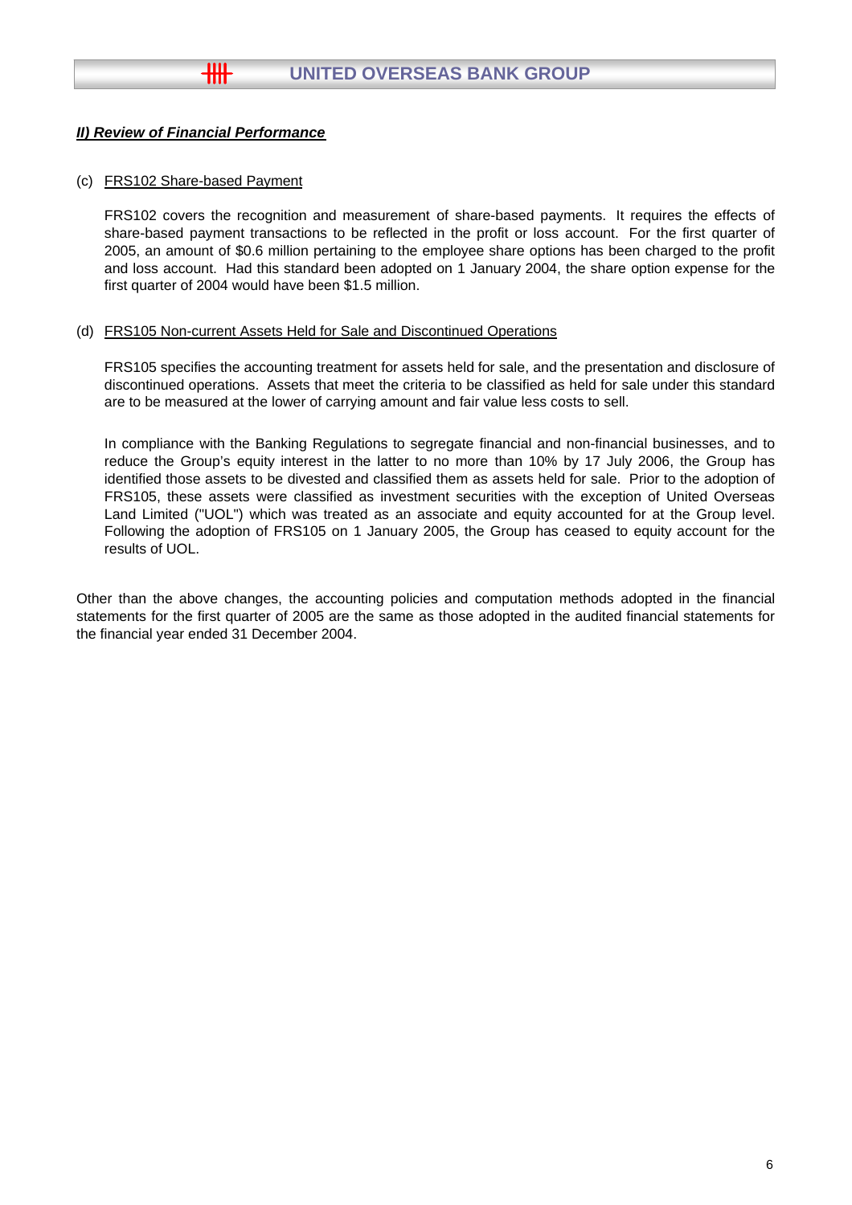## ***II) Review of Financial Performance***

(c) FRS102 Share-based Payment

FRS102 covers the recognition and measurement of share-based payments. It requires the effects of share-based payment transactions to be reflected in the profit or loss account. For the first quarter of 2005, an amount of $0.6 million pertaining to the employee share options has been charged to the profit and loss account. Had this standard been adopted on 1 January 2004, the share option expense for the first quarter of 2004 would have been $1.5 million.

(d) FRS105 Non-current Assets Held for Sale and Discontinued Operations

FRS105 specifies the accounting treatment for assets held for sale, and the presentation and disclosure of discontinued operations. Assets that meet the criteria to be classified as held for sale under this standard are to be measured at the lower of carrying amount and fair value less costs to sell.

In compliance with the Banking Regulations to segregate financial and non-financial businesses, and to reduce the Group's equity interest in the latter to no more than 10% by 17 July 2006, the Group has identified those assets to be divested and classified them as assets held for sale. Prior to the adoption of FRS105, these assets were classified as investment securities with the exception of United Overseas Land Limited ("UOL") which was treated as an associate and equity accounted for at the Group level. Following the adoption of FRS105 on 1 January 2005, the Group has ceased to equity account for the results of UOL.

Other than the above changes, the accounting policies and computation methods adopted in the financial statements for the first quarter of 2005 are the same as those adopted in the audited financial statements for the financial year ended 31 December 2004.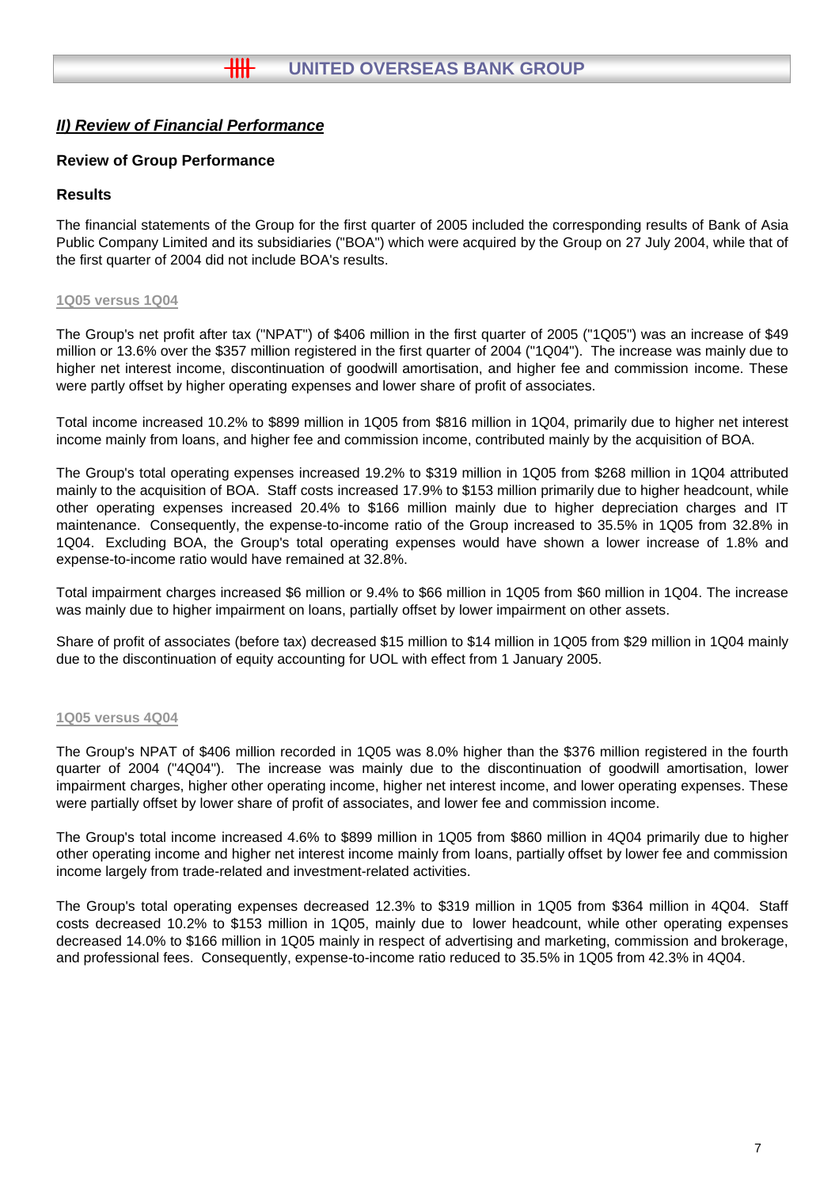## *II) Review of Financial Performance*

### Review of Group Performance

### Results

The financial statements of the Group for the first quarter of 2005 included the corresponding results of Bank of Asia Public Company Limited and its subsidiaries ("BOA") which were acquired by the Group on 27 July 2004, while that of the first quarter of 2004 did not include BOA's results.

#### 1Q05 versus 1Q04

The Group's net profit after tax ("NPAT") of $406 million in the first quarter of 2005 ("1Q05") was an increase of $49 million or 13.6% over the $357 million registered in the first quarter of 2004 ("1Q04"). The increase was mainly due to higher net interest income, discontinuation of goodwill amortisation, and higher fee and commission income. These were partly offset by higher operating expenses and lower share of profit of associates.

Total income increased 10.2% to $899 million in 1Q05 from $816 million in 1Q04, primarily due to higher net interest income mainly from loans, and higher fee and commission income, contributed mainly by the acquisition of BOA.

The Group's total operating expenses increased 19.2% to $319 million in 1Q05 from $268 million in 1Q04 attributed mainly to the acquisition of BOA. Staff costs increased 17.9% to $153 million primarily due to higher headcount, while other operating expenses increased 20.4% to $166 million mainly due to higher depreciation charges and IT maintenance. Consequently, the expense-to-income ratio of the Group increased to 35.5% in 1Q05 from 32.8% in 1Q04. Excluding BOA, the Group's total operating expenses would have shown a lower increase of 1.8% and expense-to-income ratio would have remained at 32.8%.

Total impairment charges increased $6 million or 9.4% to $66 million in 1Q05 from $60 million in 1Q04. The increase was mainly due to higher impairment on loans, partially offset by lower impairment on other assets.

Share of profit of associates (before tax) decreased $15 million to $14 million in 1Q05 from $29 million in 1Q04 mainly due to the discontinuation of equity accounting for UOL with effect from 1 January 2005.

#### 1Q05 versus 4Q04

The Group's NPAT of $406 million recorded in 1Q05 was 8.0% higher than the $376 million registered in the fourth quarter of 2004 ("4Q04"). The increase was mainly due to the discontinuation of goodwill amortisation, lower impairment charges, higher other operating income, higher net interest income, and lower operating expenses. These were partially offset by lower share of profit of associates, and lower fee and commission income.

The Group's total income increased 4.6% to $899 million in 1Q05 from $860 million in 4Q04 primarily due to higher other operating income and higher net interest income mainly from loans, partially offset by lower fee and commission income largely from trade-related and investment-related activities.

The Group's total operating expenses decreased 12.3% to $319 million in 1Q05 from $364 million in 4Q04. Staff costs decreased 10.2% to $153 million in 1Q05, mainly due to lower headcount, while other operating expenses decreased 14.0% to $166 million in 1Q05 mainly in respect of advertising and marketing, commission and brokerage, and professional fees. Consequently, expense-to-income ratio reduced to 35.5% in 1Q05 from 42.3% in 4Q04.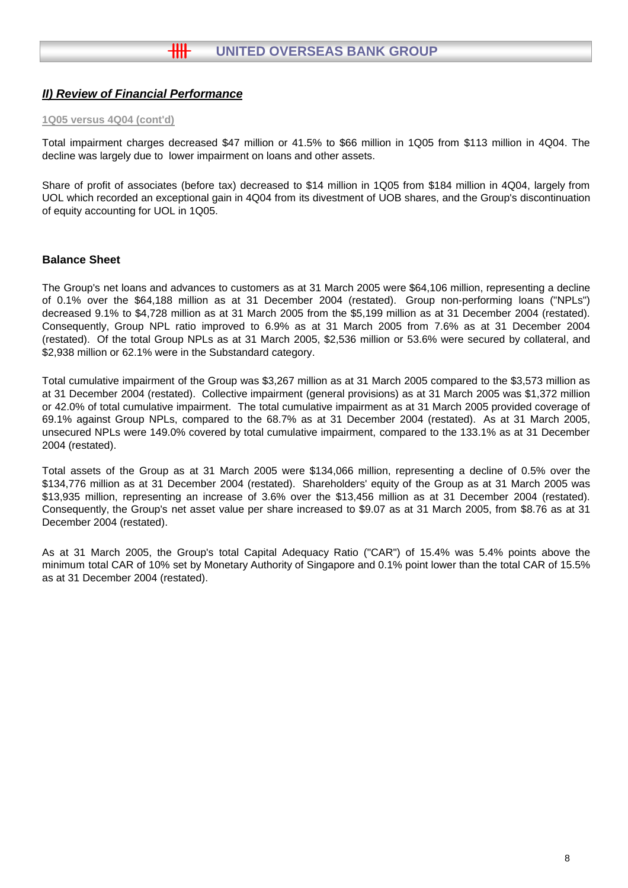## ***II) Review of Financial Performance***

1Q05 versus 4Q04 (cont'd)

Total impairment charges decreased $47 million or 41.5% to $66 million in 1Q05 from $113 million in 4Q04. The decline was largely due to lower impairment on loans and other assets.

Share of profit of associates (before tax) decreased to $14 million in 1Q05 from $184 million in 4Q04, largely from UOL which recorded an exceptional gain in 4Q04 from its divestment of UOB shares, and the Group's discontinuation of equity accounting for UOL in 1Q05.

### Balance Sheet

The Group's net loans and advances to customers as at 31 March 2005 were $64,106 million, representing a decline of 0.1% over the $64,188 million as at 31 December 2004 (restated). Group non-performing loans ("NPLs") decreased 9.1% to $4,728 million as at 31 March 2005 from the $5,199 million as at 31 December 2004 (restated). Consequently, Group NPL ratio improved to 6.9% as at 31 March 2005 from 7.6% as at 31 December 2004 (restated). Of the total Group NPLs as at 31 March 2005, $2,536 million or 53.6% were secured by collateral, and $2,938 million or 62.1% were in the Substandard category.

Total cumulative impairment of the Group was $3,267 million as at 31 March 2005 compared to the $3,573 million as at 31 December 2004 (restated). Collective impairment (general provisions) as at 31 March 2005 was $1,372 million or 42.0% of total cumulative impairment. The total cumulative impairment as at 31 March 2005 provided coverage of 69.1% against Group NPLs, compared to the 68.7% as at 31 December 2004 (restated). As at 31 March 2005, unsecured NPLs were 149.0% covered by total cumulative impairment, compared to the 133.1% as at 31 December 2004 (restated).

Total assets of the Group as at 31 March 2005 were $134,066 million, representing a decline of 0.5% over the $134,776 million as at 31 December 2004 (restated). Shareholders' equity of the Group as at 31 March 2005 was $13,935 million, representing an increase of 3.6% over the $13,456 million as at 31 December 2004 (restated). Consequently, the Group's net asset value per share increased to $9.07 as at 31 March 2005, from $8.76 as at 31 December 2004 (restated).

As at 31 March 2005, the Group's total Capital Adequacy Ratio ("CAR") of 15.4% was 5.4% points above the minimum total CAR of 10% set by Monetary Authority of Singapore and 0.1% point lower than the total CAR of 15.5% as at 31 December 2004 (restated).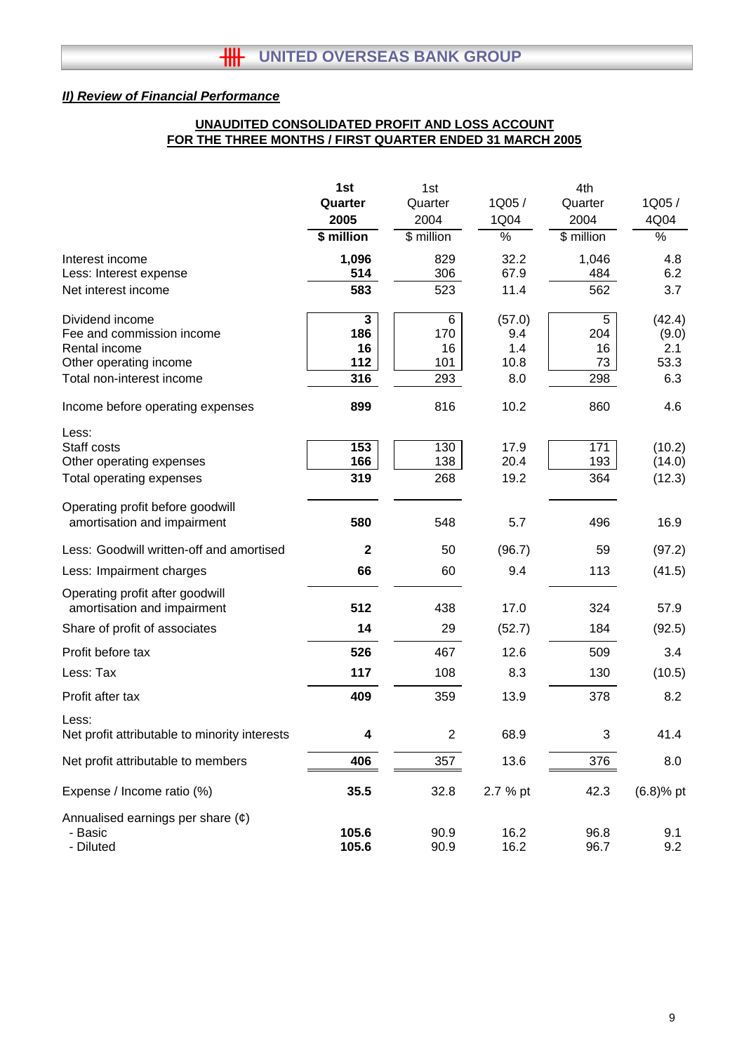## II) Review of Financial Performance

**UNAUDITED CONSOLIDATED PROFIT AND LOSS ACCOUNT**
**FOR THE THREE MONTHS / FIRST QUARTER ENDED 31 MARCH 2005**

| | 1st Quarter 2005 $ million | 1st Quarter 2004 $ million | 1Q05 / 1Q04 % | 4th Quarter 2004 $ million | 1Q05 / 4Q04 % |
|---|---|---|---|---|---|
| Interest income | **1,096** | 829 | 32.2 | 1,046 | 4.8 |
| Less: Interest expense | **514** | 306 | 67.9 | 484 | 6.2 |
| Net interest income | **583** | 523 | 11.4 | 562 | 3.7 |
| Dividend income | **3** | 6 | (57.0) | 5 | (42.4) |
| Fee and commission income | **186** | 170 | 9.4 | 204 | (9.0) |
| Rental income | **16** | 16 | 1.4 | 16 | 2.1 |
| Other operating income | **112** | 101 | 10.8 | 73 | 53.3 |
| Total non-interest income | **316** | 293 | 8.0 | 298 | 6.3 |
| Income before operating expenses | **899** | 816 | 10.2 | 860 | 4.6 |
| Less: | | | | | |
| Staff costs | **153** | 130 | 17.9 | 171 | (10.2) |
| Other operating expenses | **166** | 138 | 20.4 | 193 | (14.0) |
| Total operating expenses | **319** | 268 | 19.2 | 364 | (12.3) |
| Operating profit before goodwill amortisation and impairment | **580** | 548 | 5.7 | 496 | 16.9 |
| Less: Goodwill written-off and amortised | **2** | 50 | (96.7) | 59 | (97.2) |
| Less: Impairment charges | **66** | 60 | 9.4 | 113 | (41.5) |
| Operating profit after goodwill amortisation and impairment | **512** | 438 | 17.0 | 324 | 57.9 |
| Share of profit of associates | **14** | 29 | (52.7) | 184 | (92.5) |
| Profit before tax | **526** | 467 | 12.6 | 509 | 3.4 |
| Less: Tax | **117** | 108 | 8.3 | 130 | (10.5) |
| Profit after tax | **409** | 359 | 13.9 | 378 | 8.2 |
| Less: | | | | | |
| Net profit attributable to minority interests | **4** | 2 | 68.9 | 3 | 41.4 |
| Net profit attributable to members | **406** | 357 | 13.6 | 376 | 8.0 |
| Expense / Income ratio (%) | **35.5** | 32.8 | 2.7 % pt | 42.3 | (6.8)% pt |
| Annualised earnings per share (¢) | | | | | |
| - Basic | **105.6** | 90.9 | 16.2 | 96.8 | 9.1 |
| - Diluted | **105.6** | 90.9 | 16.2 | 96.7 | 9.2 |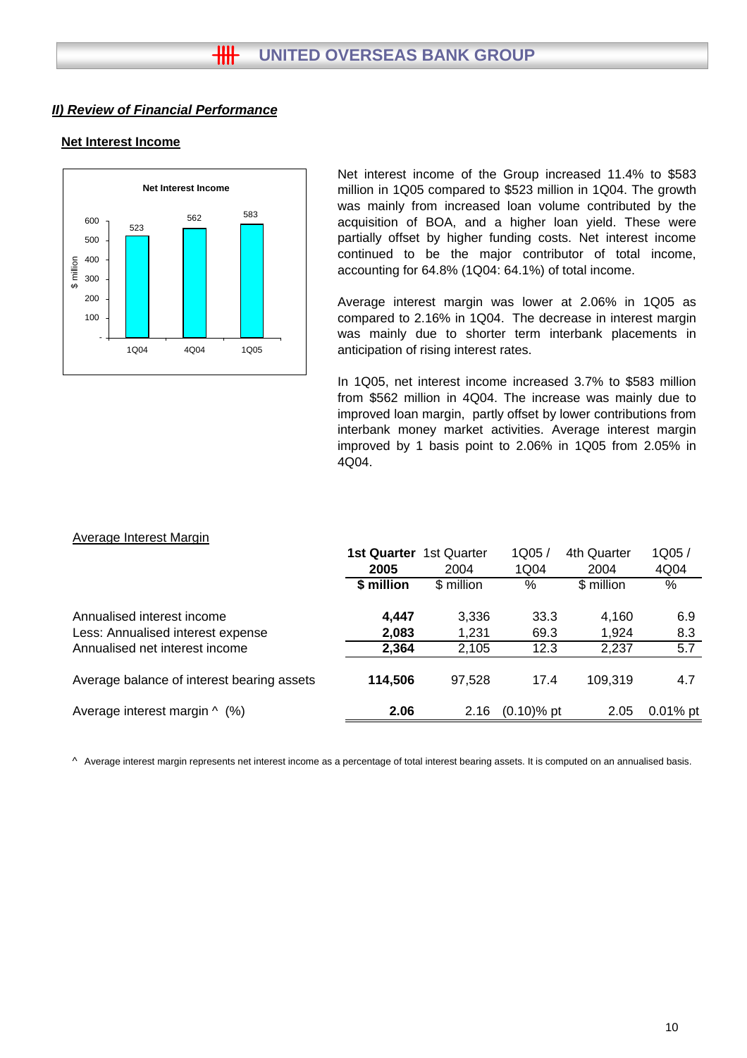## *II) Review of Financial Performance*

### Net Interest Income

Net Interest Income

| | 1Q04 | 4Q04 | 1Q05 |
|---|---|---|---|
| $ million | 523 | 562 | 583 |

Net interest income of the Group increased 11.4% to $583 million in 1Q05 compared to $523 million in 1Q04. The growth was mainly from increased loan volume contributed by the acquisition of BOA, and a higher loan yield. These were partially offset by higher funding costs. Net interest income continued to be the major contributor of total income, accounting for 64.8% (1Q04: 64.1%) of total income.

Average interest margin was lower at 2.06% in 1Q05 as compared to 2.16% in 1Q04. The decrease in interest margin was mainly due to shorter term interbank placements in anticipation of rising interest rates.

In 1Q05, net interest income increased 3.7% to $583 million from $562 million in 4Q04. The increase was mainly due to improved loan margin, partly offset by lower contributions from interbank money market activities. Average interest margin improved by 1 basis point to 2.06% in 1Q05 from 2.05% in 4Q04.

Average Interest Margin

| | **1st Quarter 2005** | 1st Quarter 2004 | 1Q05 / 1Q04 | 4th Quarter 2004 | 1Q05 / 4Q04 |
|---|---|---|---|---|---|
| | **$ million** | $ million | % | $ million | % |
| Annualised interest income | **4,447** | 3,336 | 33.3 | 4,160 | 6.9 |
| Less: Annualised interest expense | **2,083** | 1,231 | 69.3 | 1,924 | 8.3 |
| Annualised net interest income | **2,364** | 2,105 | 12.3 | 2,237 | 5.7 |
| Average balance of interest bearing assets | **114,506** | 97,528 | 17.4 | 109,319 | 4.7 |
| Average interest margin ^ (%) | **2.06** | 2.16 | (0.10)% pt | 2.05 | 0.01% pt |

^ Average interest margin represents net interest income as a percentage of total interest bearing assets. It is computed on an annualised basis.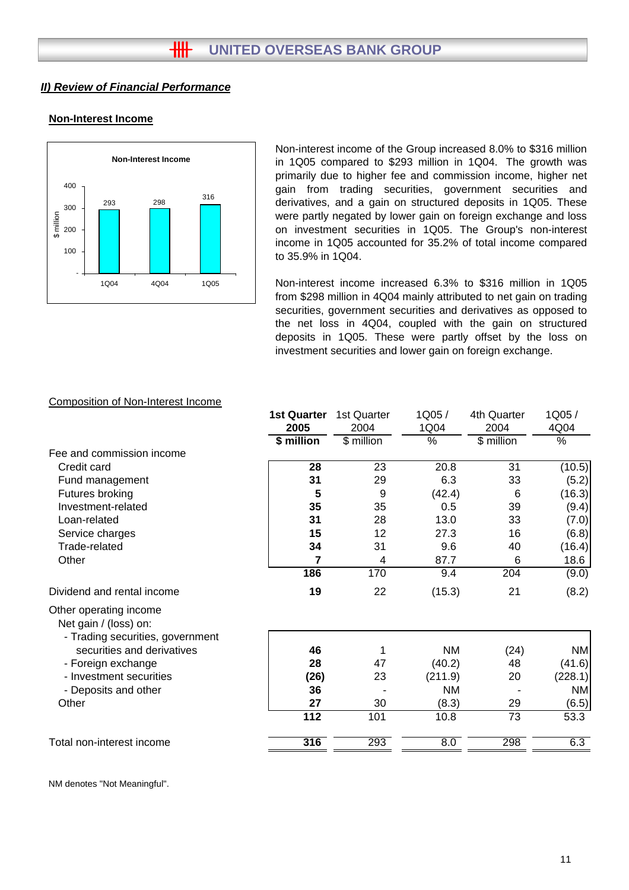## II) Review of Financial Performance

### Non-Interest Income

Non-Interest Income

| | 1Q04 | 4Q04 | 1Q05 |
|---|---|---|---|
| $ million | 293 | 298 | 316 |

Non-interest income of the Group increased 8.0% to $316 million in 1Q05 compared to $293 million in 1Q04. The growth was primarily due to higher fee and commission income, higher net gain from trading securities, government securities and derivatives, and a gain on structured deposits in 1Q05. These were partly negated by lower gain on foreign exchange and loss on investment securities in 1Q05. The Group's non-interest income in 1Q05 accounted for 35.2% of total income compared to 35.9% in 1Q04.

Non-interest income increased 6.3% to $316 million in 1Q05 from $298 million in 4Q04 mainly attributed to net gain on trading securities, government securities and derivatives as opposed to the net loss in 4Q04, coupled with the gain on structured deposits in 1Q05. These were partly offset by the loss on investment securities and lower gain on foreign exchange.

Composition of Non-Interest Income

| | **1st Quarter 2005** | 1st Quarter 2004 | 1Q05 / 1Q04 | 4th Quarter 2004 | 1Q05 / 4Q04 |
|---|---|---|---|---|---|
| | **$ million** | $ million | % | $ million | % |
| Fee and commission income | | | | | |
| Credit card | **28** | 23 | 20.8 | 31 | (10.5) |
| Fund management | **31** | 29 | 6.3 | 33 | (5.2) |
| Futures broking | **5** | 9 | (42.4) | 6 | (16.3) |
| Investment-related | **35** | 35 | 0.5 | 39 | (9.4) |
| Loan-related | **31** | 28 | 13.0 | 33 | (7.0) |
| Service charges | **15** | 12 | 27.3 | 16 | (6.8) |
| Trade-related | **34** | 31 | 9.6 | 40 | (16.4) |
| Other | **7** | 4 | 87.7 | 6 | 18.6 |
| | **186** | 170 | 9.4 | 204 | (9.0) |
| Dividend and rental income | **19** | 22 | (15.3) | 21 | (8.2) |
| Other operating income | | | | | |
| Net gain / (loss) on: | | | | | |
| - Trading securities, government securities and derivatives | **46** | 1 | NM | (24) | NM |
| - Foreign exchange | **28** | 47 | (40.2) | 48 | (41.6) |
| - Investment securities | **(26)** | 23 | (211.9) | 20 | (228.1) |
| - Deposits and other | **36** | - | NM | - | NM |
| Other | **27** | 30 | (8.3) | 29 | (6.5) |
| | **112** | 101 | 10.8 | 73 | 53.3 |
| Total non-interest income | **316** | 293 | 8.0 | 298 | 6.3 |

NM denotes "Not Meaningful".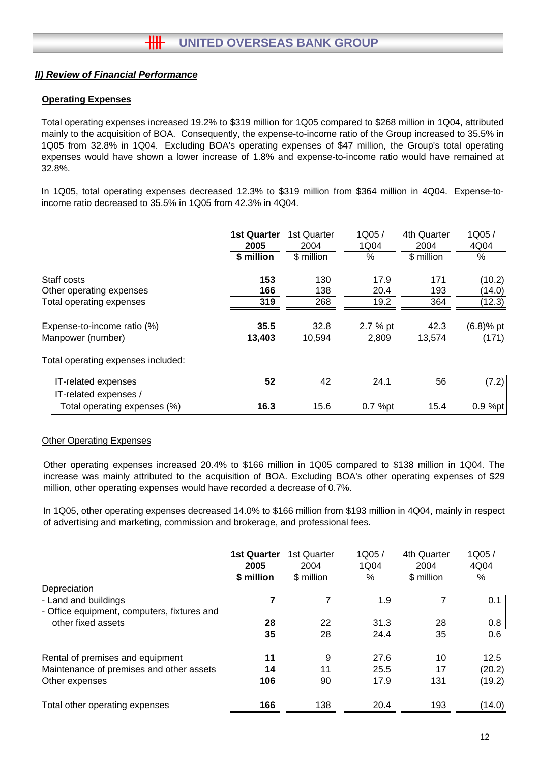## II) Review of Financial Performance

### Operating Expenses

Total operating expenses increased 19.2% to $319 million for 1Q05 compared to $268 million in 1Q04, attributed mainly to the acquisition of BOA. Consequently, the expense-to-income ratio of the Group increased to 35.5% in 1Q05 from 32.8% in 1Q04. Excluding BOA's operating expenses of $47 million, the Group's total operating expenses would have shown a lower increase of 1.8% and expense-to-income ratio would have remained at 32.8%.

In 1Q05, total operating expenses decreased 12.3% to $319 million from $364 million in 4Q04. Expense-to-income ratio decreased to 35.5% in 1Q05 from 42.3% in 4Q04.

| | **1st Quarter 2005** | 1st Quarter 2004 | 1Q05 / 1Q04 | 4th Quarter 2004 | 1Q05 / 4Q04 |
|---|---|---|---|---|---|
| | **$ million** | $ million | % | $ million | % |
| Staff costs | **153** | 130 | 17.9 | 171 | (10.2) |
| Other operating expenses | **166** | 138 | 20.4 | 193 | (14.0) |
| Total operating expenses | **319** | 268 | 19.2 | 364 | (12.3) |
| Expense-to-income ratio (%) | **35.5** | 32.8 | 2.7 % pt | 42.3 | (6.8)% pt |
| Manpower (number) | **13,403** | 10,594 | 2,809 | 13,574 | (171) |
| Total operating expenses included: | | | | | |
| IT-related expenses | **52** | 42 | 24.1 | 56 | (7.2) |
| IT-related expenses / Total operating expenses (%) | **16.3** | 15.6 | 0.7 %pt | 15.4 | 0.9 %pt |

#### Other Operating Expenses

Other operating expenses increased 20.4% to $166 million in 1Q05 compared to $138 million in 1Q04. The increase was mainly attributed to the acquisition of BOA. Excluding BOA's other operating expenses of $29 million, other operating expenses would have recorded a decrease of 0.7%.

In 1Q05, other operating expenses decreased 14.0% to $166 million from $193 million in 4Q04, mainly in respect of advertising and marketing, commission and brokerage, and professional fees.

| | **1st Quarter 2005** | 1st Quarter 2004 | 1Q05 / 1Q04 | 4th Quarter 2004 | 1Q05 / 4Q04 |
|---|---|---|---|---|---|
| | **$ million** | $ million | % | $ million | % |
| Depreciation | | | | | |
| - Land and buildings | **7** | 7 | 1.9 | 7 | 0.1 |
| - Office equipment, computers, fixtures and other fixed assets | **28** | 22 | 31.3 | 28 | 0.8 |
| | **35** | 28 | 24.4 | 35 | 0.6 |
| Rental of premises and equipment | **11** | 9 | 27.6 | 10 | 12.5 |
| Maintenance of premises and other assets | **14** | 11 | 25.5 | 17 | (20.2) |
| Other expenses | **106** | 90 | 17.9 | 131 | (19.2) |
| Total other operating expenses | **166** | 138 | 20.4 | 193 | (14.0) |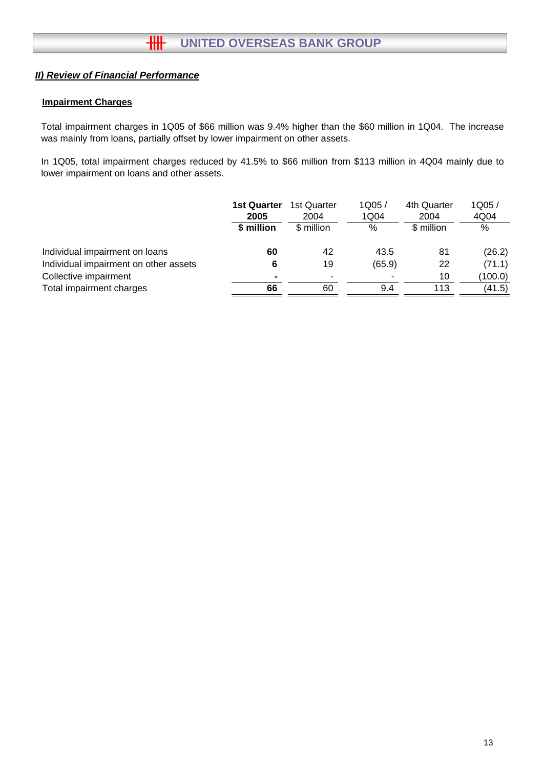## *II) Review of Financial Performance*

### Impairment Charges

Total impairment charges in 1Q05 of $66 million was 9.4% higher than the $60 million in 1Q04. The increase was mainly from loans, partially offset by lower impairment on other assets.

In 1Q05, total impairment charges reduced by 41.5% to $66 million from $113 million in 4Q04 mainly due to lower impairment on loans and other assets.

| | **1st Quarter 2005** | 1st Quarter 2004 | 1Q05 / 1Q04 | 4th Quarter 2004 | 1Q05 / 4Q04 |
|---|---|---|---|---|---|
| | **$ million** | $ million | % | $ million | % |
| Individual impairment on loans | **60** | 42 | 43.5 | 81 | (26.2) |
| Individual impairment on other assets | **6** | 19 | (65.9) | 22 | (71.1) |
| Collective impairment | **-** | - | - | 10 | (100.0) |
| Total impairment charges | **66** | 60 | 9.4 | 113 | (41.5) |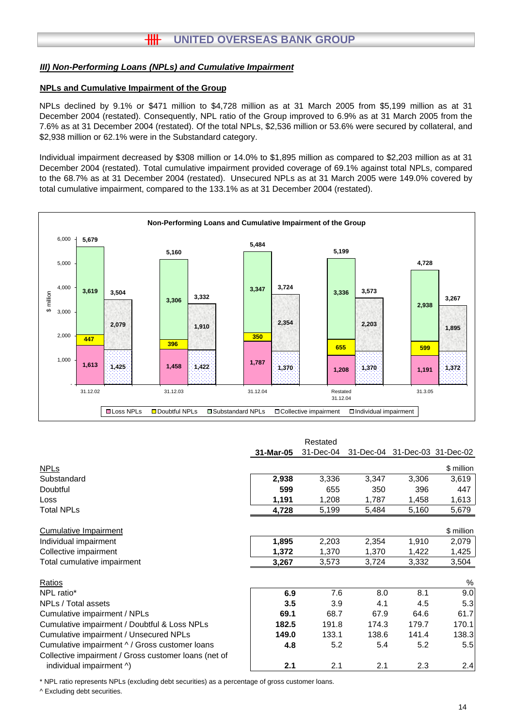### *III) Non-Performing Loans (NPLs) and Cumulative Impairment*

**NPLs and Cumulative Impairment of the Group**

NPLs declined by 9.1% or $471 million to $4,728 million as at 31 March 2005 from $5,199 million as at 31 December 2004 (restated). Consequently, NPL ratio of the Group improved to 6.9% as at 31 March 2005 from the 7.6% as at 31 December 2004 (restated). Of the total NPLs, $2,536 million or 53.6% were secured by collateral, and $2,938 million or 62.1% were in the Substandard category.

Individual impairment decreased by $308 million or 14.0% to $1,895 million as compared to $2,203 million as at 31 December 2004 (restated). Total cumulative impairment provided coverage of 69.1% against total NPLs, compared to the 68.7% as at 31 December 2004 (restated). Unsecured NPLs as at 31 March 2005 were 149.0% covered by total cumulative impairment, compared to the 133.1% as at 31 December 2004 (restated).

**Non-Performing Loans and Cumulative Impairment of the Group**

($ million)

| | 31.12.02 | 31.12.03 | 31.12.04 | Restated 31.12.04 | 31.3.05 |
|---|---|---|---|---|---|
| Loss NPLs | 1,613 | 1,458 | 1,787 | 1,208 | 1,191 |
| Doubtful NPLs | 447 | 396 | 350 | 655 | 599 |
| Substandard NPLs | 3,619 | 3,306 | 3,347 | 3,336 | 2,938 |
| Total NPLs | 5,679 | 5,160 | 5,484 | 5,199 | 4,728 |
| Collective impairment | 1,425 | 1,422 | 1,370 | 1,370 | 1,372 |
| Individual impairment | 2,079 | 1,910 | 2,354 | 2,203 | 1,895 |
| Total cumulative impairment | 3,504 | 3,332 | 3,724 | 3,573 | 3,267 |

| | **31-Mar-05** | Restated 31-Dec-04 | 31-Dec-04 | 31-Dec-03 | 31-Dec-02 |
|---|---|---|---|---|---|
| NPLs | | | | | $ million |
| Substandard | **2,938** | 3,336 | 3,347 | 3,306 | 3,619 |
| Doubtful | **599** | 655 | 350 | 396 | 447 |
| Loss | **1,191** | 1,208 | 1,787 | 1,458 | 1,613 |
| Total NPLs | **4,728** | 5,199 | 5,484 | 5,160 | 5,679 |
| Cumulative Impairment | | | | | $ million |
| Individual impairment | **1,895** | 2,203 | 2,354 | 1,910 | 2,079 |
| Collective impairment | **1,372** | 1,370 | 1,370 | 1,422 | 1,425 |
| Total cumulative impairment | **3,267** | 3,573 | 3,724 | 3,332 | 3,504 |
| Ratios | | | | | % |
| NPL ratio* | **6.9** | 7.6 | 8.0 | 8.1 | 9.0 |
| NPLs / Total assets | **3.5** | 3.9 | 4.1 | 4.5 | 5.3 |
| Cumulative impairment / NPLs | **69.1** | 68.7 | 67.9 | 64.6 | 61.7 |
| Cumulative impairment / Doubtful & Loss NPLs | **182.5** | 191.8 | 174.3 | 179.7 | 170.1 |
| Cumulative impairment / Unsecured NPLs | **149.0** | 133.1 | 138.6 | 141.4 | 138.3 |
| Cumulative impairment ^ / Gross customer loans | **4.8** | 5.2 | 5.4 | 5.2 | 5.5 |
| Collective impairment / Gross customer loans (net of individual impairment ^) | **2.1** | 2.1 | 2.1 | 2.3 | 2.4 |

\* NPL ratio represents NPLs (excluding debt securities) as a percentage of gross customer loans.

^ Excluding debt securities.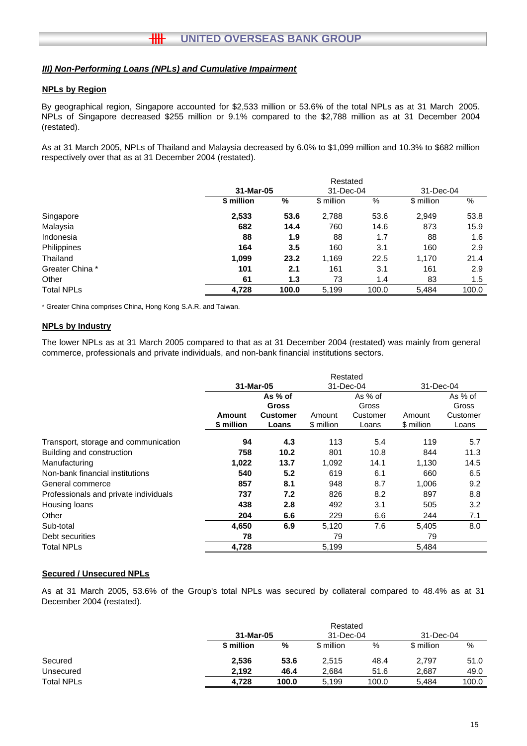### ***III) Non-Performing Loans (NPLs) and Cumulative Impairment***

**NPLs by Region**

By geographical region, Singapore accounted for $2,533 million or 53.6% of the total NPLs as at 31 March 2005. NPLs of Singapore decreased $255 million or 9.1% compared to the $2,788 million as at 31 December 2004 (restated).

As at 31 March 2005, NPLs of Thailand and Malaysia decreased by 6.0% to $1,099 million and 10.3% to $682 million respectively over that as at 31 December 2004 (restated).

| | **31-Mar-05** | | Restated 31-Dec-04 | | 31-Dec-04 | |
|---|---|---|---|---|---|---|
| | **$ million** | **%** | $ million | % | $ million | % |
| Singapore | **2,533** | **53.6** | 2,788 | 53.6 | 2,949 | 53.8 |
| Malaysia | **682** | **14.4** | 760 | 14.6 | 873 | 15.9 |
| Indonesia | **88** | **1.9** | 88 | 1.7 | 88 | 1.6 |
| Philippines | **164** | **3.5** | 160 | 3.1 | 160 | 2.9 |
| Thailand | **1,099** | **23.2** | 1,169 | 22.5 | 1,170 | 21.4 |
| Greater China * | **101** | **2.1** | 161 | 3.1 | 161 | 2.9 |
| Other | **61** | **1.3** | 73 | 1.4 | 83 | 1.5 |
| Total NPLs | **4,728** | **100.0** | 5,199 | 100.0 | 5,484 | 100.0 |

\* Greater China comprises China, Hong Kong S.A.R. and Taiwan.

**NPLs by Industry**

The lower NPLs as at 31 March 2005 compared to that as at 31 December 2004 (restated) was mainly from general commerce, professionals and private individuals, and non-bank financial institutions sectors.

| | **31-Mar-05** | | Restated 31-Dec-04 | | 31-Dec-04 | |
|---|---|---|---|---|---|---|
| | **Amount $ million** | **As % of Gross Customer Loans** | Amount $ million | As % of Gross Customer Loans | Amount $ million | As % of Gross Customer Loans |
| Transport, storage and communication | **94** | **4.3** | 113 | 5.4 | 119 | 5.7 |
| Building and construction | **758** | **10.2** | 801 | 10.8 | 844 | 11.3 |
| Manufacturing | **1,022** | **13.7** | 1,092 | 14.1 | 1,130 | 14.5 |
| Non-bank financial institutions | **540** | **5.2** | 619 | 6.1 | 660 | 6.5 |
| General commerce | **857** | **8.1** | 948 | 8.7 | 1,006 | 9.2 |
| Professionals and private individuals | **737** | **7.2** | 826 | 8.2 | 897 | 8.8 |
| Housing loans | **438** | **2.8** | 492 | 3.1 | 505 | 3.2 |
| Other | **204** | **6.6** | 229 | 6.6 | 244 | 7.1 |
| Sub-total | **4,650** | **6.9** | 5,120 | 7.6 | 5,405 | 8.0 |
| Debt securities | **78** | | 79 | | 79 | |
| Total NPLs | **4,728** | | 5,199 | | 5,484 | |

**Secured / Unsecured NPLs**

As at 31 March 2005, 53.6% of the Group's total NPLs was secured by collateral compared to 48.4% as at 31 December 2004 (restated).

| | **31-Mar-05** | | Restated 31-Dec-04 | | 31-Dec-04 | |
|---|---|---|---|---|---|---|
| | **$ million** | **%** | $ million | % | $ million | % |
| Secured | **2,536** | **53.6** | 2,515 | 48.4 | 2,797 | 51.0 |
| Unsecured | **2,192** | **46.4** | 2,684 | 51.6 | 2,687 | 49.0 |
| Total NPLs | **4,728** | **100.0** | 5,199 | 100.0 | 5,484 | 100.0 |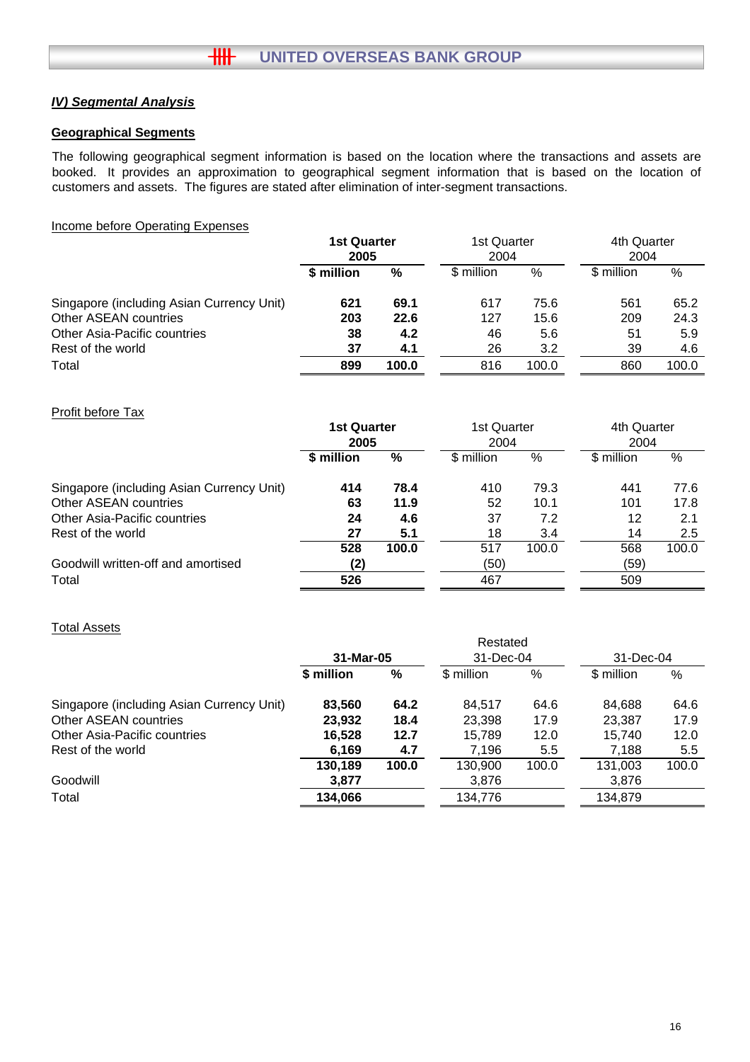## *IV) Segmental Analysis*

### Geographical Segments

The following geographical segment information is based on the location where the transactions and assets are booked. It provides an approximation to geographical segment information that is based on the location of customers and assets. The figures are stated after elimination of inter-segment transactions.

Income before Operating Expenses

| | **1st Quarter 2005** | | 1st Quarter 2004 | | 4th Quarter 2004 | |
|---|---|---|---|---|---|---|
| | **$ million** | **%** | $ million | % | $ million | % |
| Singapore (including Asian Currency Unit) | **621** | **69.1** | 617 | 75.6 | 561 | 65.2 |
| Other ASEAN countries | **203** | **22.6** | 127 | 15.6 | 209 | 24.3 |
| Other Asia-Pacific countries | **38** | **4.2** | 46 | 5.6 | 51 | 5.9 |
| Rest of the world | **37** | **4.1** | 26 | 3.2 | 39 | 4.6 |
| Total | **899** | **100.0** | 816 | 100.0 | 860 | 100.0 |

Profit before Tax

| | **1st Quarter 2005** | | 1st Quarter 2004 | | 4th Quarter 2004 | |
|---|---|---|---|---|---|---|
| | **$ million** | **%** | $ million | % | $ million | % |
| Singapore (including Asian Currency Unit) | **414** | **78.4** | 410 | 79.3 | 441 | 77.6 |
| Other ASEAN countries | **63** | **11.9** | 52 | 10.1 | 101 | 17.8 |
| Other Asia-Pacific countries | **24** | **4.6** | 37 | 7.2 | 12 | 2.1 |
| Rest of the world | **27** | **5.1** | 18 | 3.4 | 14 | 2.5 |
| | **528** | **100.0** | 517 | 100.0 | 568 | 100.0 |
| Goodwill written-off and amortised | **(2)** | | (50) | | (59) | |
| Total | **526** | | 467 | | 509 | |

Total Assets

| | **31-Mar-05** | | Restated 31-Dec-04 | | 31-Dec-04 | |
|---|---|---|---|---|---|---|
| | **$ million** | **%** | $ million | % | $ million | % |
| Singapore (including Asian Currency Unit) | **83,560** | **64.2** | 84,517 | 64.6 | 84,688 | 64.6 |
| Other ASEAN countries | **23,932** | **18.4** | 23,398 | 17.9 | 23,387 | 17.9 |
| Other Asia-Pacific countries | **16,528** | **12.7** | 15,789 | 12.0 | 15,740 | 12.0 |
| Rest of the world | **6,169** | **4.7** | 7,196 | 5.5 | 7,188 | 5.5 |
| | **130,189** | **100.0** | 130,900 | 100.0 | 131,003 | 100.0 |
| Goodwill | **3,877** | | 3,876 | | 3,876 | |
| Total | **134,066** | | 134,776 | | 134,879 | |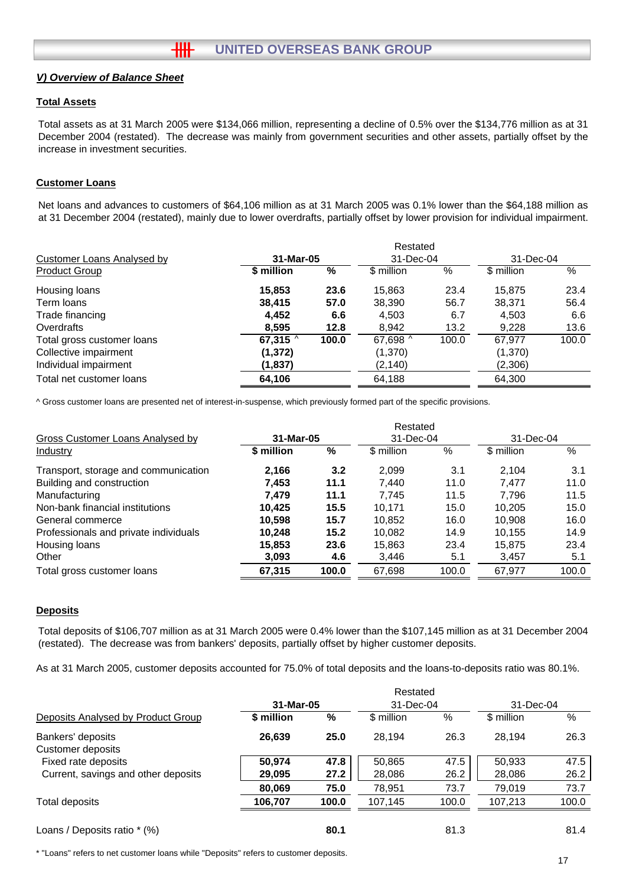## V) Overview of Balance Sheet

### Total Assets

Total assets as at 31 March 2005 were $134,066 million, representing a decline of 0.5% over the $134,776 million as at 31 December 2004 (restated). The decrease was mainly from government securities and other assets, partially offset by the increase in investment securities.

### Customer Loans

Net loans and advances to customers of $64,106 million as at 31 March 2005 was 0.1% lower than the $64,188 million as at 31 December 2004 (restated), mainly due to lower overdrafts, partially offset by lower provision for individual impairment.

| Customer Loans Analysed by Product Group | 31-Mar-05 | | Restated 31-Dec-04 | | 31-Dec-04 | |
|---|---|---|---|---|---|---|
| | **$ million** | **%** | $ million | % | $ million | % |
| Housing loans | **15,853** | **23.6** | 15,863 | 23.4 | 15,875 | 23.4 |
| Term loans | **38,415** | **57.0** | 38,390 | 56.7 | 38,371 | 56.4 |
| Trade financing | **4,452** | **6.6** | 4,503 | 6.7 | 4,503 | 6.6 |
| Overdrafts | **8,595** | **12.8** | 8,942 | 13.2 | 9,228 | 13.6 |
| Total gross customer loans | **67,315 ^** | **100.0** | 67,698 ^ | 100.0 | 67,977 | 100.0 |
| Collective impairment | **(1,372)** | | (1,370) | | (1,370) | |
| Individual impairment | **(1,837)** | | (2,140) | | (2,306) | |
| Total net customer loans | **64,106** | | 64,188 | | 64,300 | |

^ Gross customer loans are presented net of interest-in-suspense, which previously formed part of the specific provisions.

| Gross Customer Loans Analysed by Industry | 31-Mar-05 | | Restated 31-Dec-04 | | 31-Dec-04 | |
|---|---|---|---|---|---|---|
| | **$ million** | **%** | $ million | % | $ million | % |
| Transport, storage and communication | **2,166** | **3.2** | 2,099 | 3.1 | 2,104 | 3.1 |
| Building and construction | **7,453** | **11.1** | 7,440 | 11.0 | 7,477 | 11.0 |
| Manufacturing | **7,479** | **11.1** | 7,745 | 11.5 | 7,796 | 11.5 |
| Non-bank financial institutions | **10,425** | **15.5** | 10,171 | 15.0 | 10,205 | 15.0 |
| General commerce | **10,598** | **15.7** | 10,852 | 16.0 | 10,908 | 16.0 |
| Professionals and private individuals | **10,248** | **15.2** | 10,082 | 14.9 | 10,155 | 14.9 |
| Housing loans | **15,853** | **23.6** | 15,863 | 23.4 | 15,875 | 23.4 |
| Other | **3,093** | **4.6** | 3,446 | 5.1 | 3,457 | 5.1 |
| Total gross customer loans | **67,315** | **100.0** | 67,698 | 100.0 | 67,977 | 100.0 |

### Deposits

Total deposits of $106,707 million as at 31 March 2005 were 0.4% lower than the $107,145 million as at 31 December 2004 (restated). The decrease was from bankers' deposits, partially offset by higher customer deposits.

As at 31 March 2005, customer deposits accounted for 75.0% of total deposits and the loans-to-deposits ratio was 80.1%.

| Deposits Analysed by Product Group | 31-Mar-05 | | Restated 31-Dec-04 | | 31-Dec-04 | |
|---|---|---|---|---|---|---|
| | **$ million** | **%** | $ million | % | $ million | % |
| Bankers' deposits | **26,639** | **25.0** | 28,194 | 26.3 | 28,194 | 26.3 |
| Customer deposits | | | | | | |
| Fixed rate deposits | **50,974** | **47.8** | 50,865 | 47.5 | 50,933 | 47.5 |
| Current, savings and other deposits | **29,095** | **27.2** | 28,086 | 26.2 | 28,086 | 26.2 |
| | **80,069** | **75.0** | 78,951 | 73.7 | 79,019 | 73.7 |
| Total deposits | **106,707** | **100.0** | 107,145 | 100.0 | 107,213 | 100.0 |
| | | | | | | |
| Loans / Deposits ratio * (%) | | **80.1** | | 81.3 | | 81.4 |

* "Loans" refers to net customer loans while "Deposits" refers to customer deposits.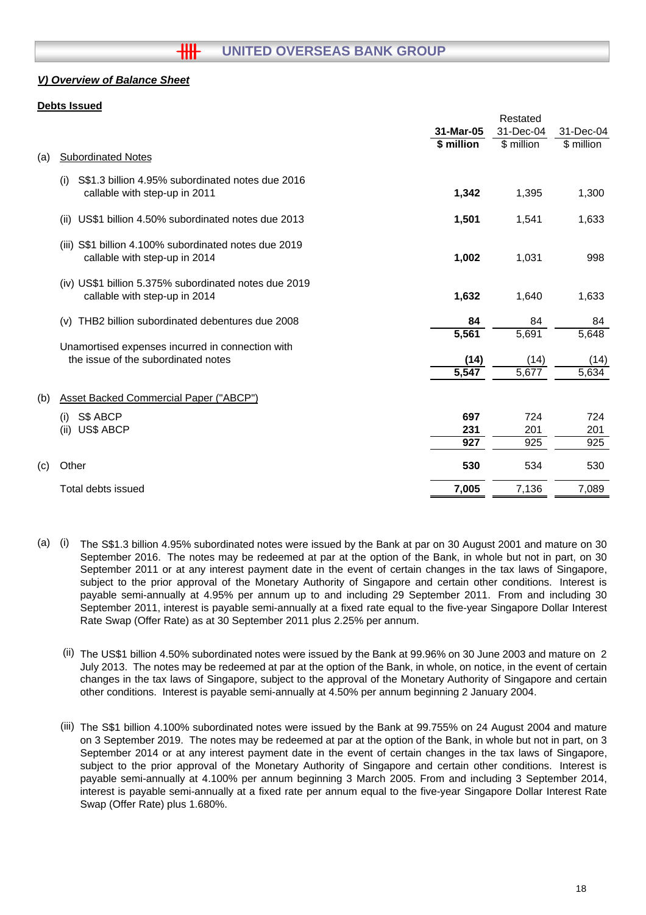***V) Overview of Balance Sheet***

**Debts Issued**

| | 31-Mar-05 | Restated 31-Dec-04 | 31-Dec-04 |
|---|---|---|---|
| | **$ million** | $ million | $ million |
| (a) Subordinated Notes | | | |
| (i) S$1.3 billion 4.95% subordinated notes due 2016 callable with step-up in 2011 | **1,342** | 1,395 | 1,300 |
| (ii) US$1 billion 4.50% subordinated notes due 2013 | **1,501** | 1,541 | 1,633 |
| (iii) S$1 billion 4.100% subordinated notes due 2019 callable with step-up in 2014 | **1,002** | 1,031 | 998 |
| (iv) US$1 billion 5.375% subordinated notes due 2019 callable with step-up in 2014 | **1,632** | 1,640 | 1,633 |
| (v) THB2 billion subordinated debentures due 2008 | **84** | 84 | 84 |
| | **5,561** | 5,691 | 5,648 |
| Unamortised expenses incurred in connection with the issue of the subordinated notes | **(14)** | (14) | (14) |
| | **5,547** | 5,677 | 5,634 |
| (b) Asset Backed Commercial Paper ("ABCP") | | | |
| (i) S$ ABCP | **697** | 724 | 724 |
| (ii) US$ ABCP | **231** | 201 | 201 |
| | **927** | 925 | 925 |
| (c) Other | **530** | 534 | 530 |
| Total debts issued | **7,005** | 7,136 | 7,089 |

(a) (i) The S$1.3 billion 4.95% subordinated notes were issued by the Bank at par on 30 August 2001 and mature on 30 September 2016. The notes may be redeemed at par at the option of the Bank, in whole but not in part, on 30 September 2011 or at any interest payment date in the event of certain changes in the tax laws of Singapore, subject to the prior approval of the Monetary Authority of Singapore and certain other conditions. Interest is payable semi-annually at 4.95% per annum up to and including 29 September 2011. From and including 30 September 2011, interest is payable semi-annually at a fixed rate equal to the five-year Singapore Dollar Interest Rate Swap (Offer Rate) as at 30 September 2011 plus 2.25% per annum.

(ii) The US$1 billion 4.50% subordinated notes were issued by the Bank at 99.96% on 30 June 2003 and mature on 2 July 2013. The notes may be redeemed at par at the option of the Bank, in whole, on notice, in the event of certain changes in the tax laws of Singapore, subject to the approval of the Monetary Authority of Singapore and certain other conditions. Interest is payable semi-annually at 4.50% per annum beginning 2 January 2004.

(iii) The S$1 billion 4.100% subordinated notes were issued by the Bank at 99.755% on 24 August 2004 and mature on 3 September 2019. The notes may be redeemed at par at the option of the Bank, in whole but not in part, on 3 September 2014 or at any interest payment date in the event of certain changes in the tax laws of Singapore, subject to the prior approval of the Monetary Authority of Singapore and certain other conditions. Interest is payable semi-annually at 4.100% per annum beginning 3 March 2005. From and including 3 September 2014, interest is payable semi-annually at a fixed rate per annum equal to the five-year Singapore Dollar Interest Rate Swap (Offer Rate) plus 1.680%.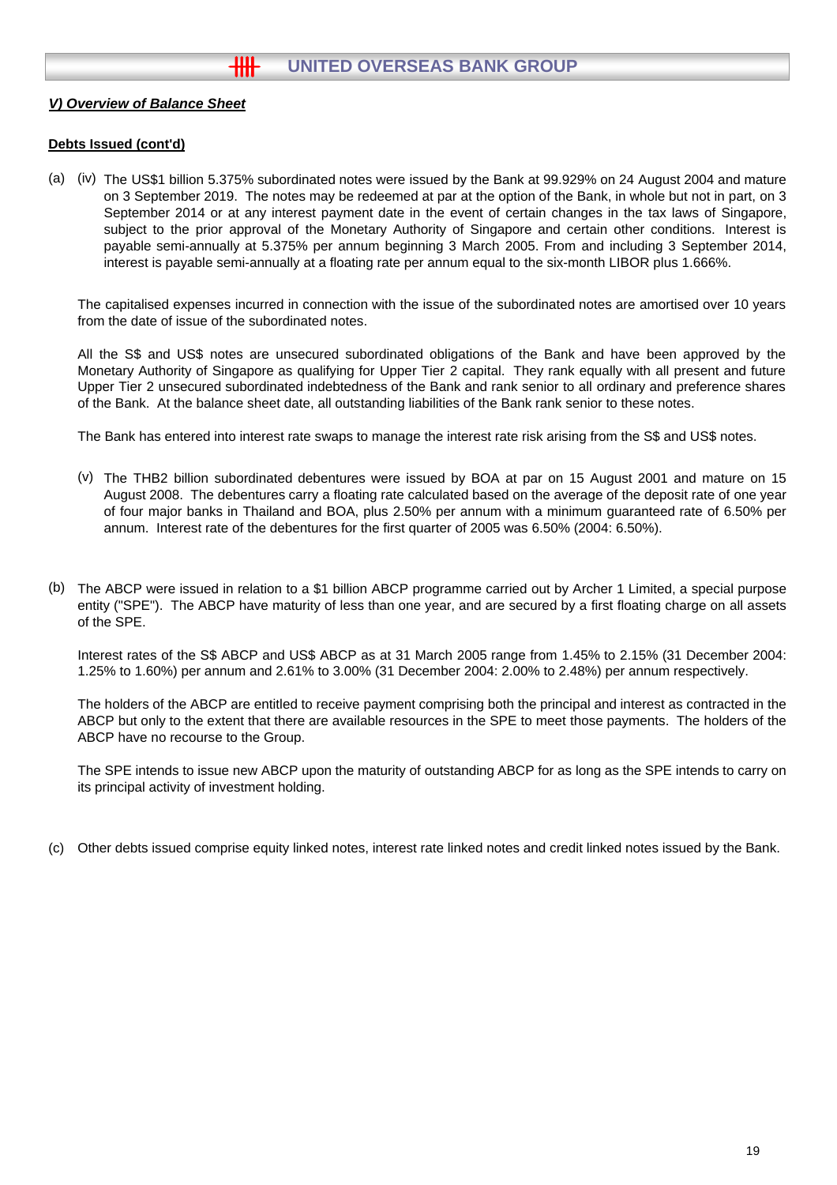***V) Overview of Balance Sheet***

**Debts Issued (cont'd)**

(a) (iv) The US$1 billion 5.375% subordinated notes were issued by the Bank at 99.929% on 24 August 2004 and mature on 3 September 2019. The notes may be redeemed at par at the option of the Bank, in whole but not in part, on 3 September 2014 or at any interest payment date in the event of certain changes in the tax laws of Singapore, subject to the prior approval of the Monetary Authority of Singapore and certain other conditions. Interest is payable semi-annually at 5.375% per annum beginning 3 March 2005. From and including 3 September 2014, interest is payable semi-annually at a floating rate per annum equal to the six-month LIBOR plus 1.666%.

The capitalised expenses incurred in connection with the issue of the subordinated notes are amortised over 10 years from the date of issue of the subordinated notes.

All the S$ and US$ notes are unsecured subordinated obligations of the Bank and have been approved by the Monetary Authority of Singapore as qualifying for Upper Tier 2 capital. They rank equally with all present and future Upper Tier 2 unsecured subordinated indebtedness of the Bank and rank senior to all ordinary and preference shares of the Bank. At the balance sheet date, all outstanding liabilities of the Bank rank senior to these notes.

The Bank has entered into interest rate swaps to manage the interest rate risk arising from the S$ and US$ notes.

(v) The THB2 billion subordinated debentures were issued by BOA at par on 15 August 2001 and mature on 15 August 2008. The debentures carry a floating rate calculated based on the average of the deposit rate of one year of four major banks in Thailand and BOA, plus 2.50% per annum with a minimum guaranteed rate of 6.50% per annum. Interest rate of the debentures for the first quarter of 2005 was 6.50% (2004: 6.50%).

(b) The ABCP were issued in relation to a $1 billion ABCP programme carried out by Archer 1 Limited, a special purpose entity ("SPE"). The ABCP have maturity of less than one year, and are secured by a first floating charge on all assets of the SPE.

Interest rates of the S$ ABCP and US$ ABCP as at 31 March 2005 range from 1.45% to 2.15% (31 December 2004: 1.25% to 1.60%) per annum and 2.61% to 3.00% (31 December 2004: 2.00% to 2.48%) per annum respectively.

The holders of the ABCP are entitled to receive payment comprising both the principal and interest as contracted in the ABCP but only to the extent that there are available resources in the SPE to meet those payments. The holders of the ABCP have no recourse to the Group.

The SPE intends to issue new ABCP upon the maturity of outstanding ABCP for as long as the SPE intends to carry on its principal activity of investment holding.

(c) Other debts issued comprise equity linked notes, interest rate linked notes and credit linked notes issued by the Bank.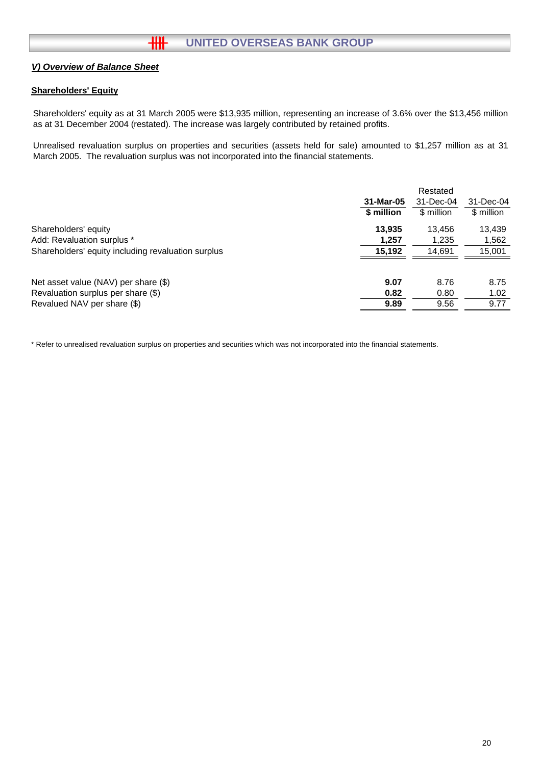## ***V) Overview of Balance Sheet***

### **Shareholders' Equity**

Shareholders' equity as at 31 March 2005 were $13,935 million, representing an increase of 3.6% over the $13,456 million as at 31 December 2004 (restated). The increase was largely contributed by retained profits.

Unrealised revaluation surplus on properties and securities (assets held for sale) amounted to $1,257 million as at 31 March 2005. The revaluation surplus was not incorporated into the financial statements.

| | **31-Mar-05** | Restated 31-Dec-04 | 31-Dec-04 |
|---|---|---|---|
| | **$ million** | $ million | $ million |
| Shareholders' equity | **13,935** | 13,456 | 13,439 |
| Add: Revaluation surplus * | **1,257** | 1,235 | 1,562 |
| Shareholders' equity including revaluation surplus | **15,192** | 14,691 | 15,001 |
| | | | |
| Net asset value (NAV) per share ($) | **9.07** | 8.76 | 8.75 |
| Revaluation surplus per share ($) | **0.82** | 0.80 | 1.02 |
| Revalued NAV per share ($) | **9.89** | 9.56 | 9.77 |

* Refer to unrealised revaluation surplus on properties and securities which was not incorporated into the financial statements.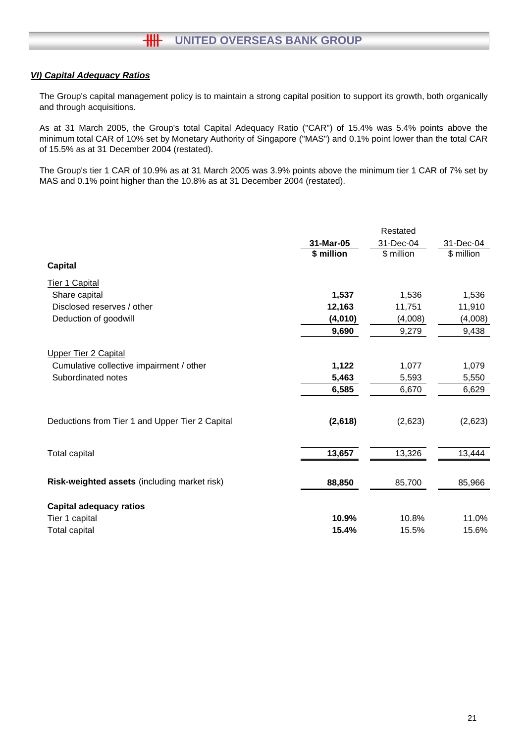### *VI) Capital Adequacy Ratios*

The Group's capital management policy is to maintain a strong capital position to support its growth, both organically and through acquisitions.

As at 31 March 2005, the Group's total Capital Adequacy Ratio ("CAR") of 15.4% was 5.4% points above the minimum total CAR of 10% set by Monetary Authority of Singapore ("MAS") and 0.1% point lower than the total CAR of 15.5% as at 31 December 2004 (restated).

The Group's tier 1 CAR of 10.9% as at 31 March 2005 was 3.9% points above the minimum tier 1 CAR of 7% set by MAS and 0.1% point higher than the 10.8% as at 31 December 2004 (restated).

| | **31-Mar-05** | Restated<br>31-Dec-04 | 31-Dec-04 |
|---|---|---|---|
| | **$ million** | $ million | $ million |
| **Capital** | | | |
| Tier 1 Capital | | | |
| Share capital | **1,537** | 1,536 | 1,536 |
| Disclosed reserves / other | **12,163** | 11,751 | 11,910 |
| Deduction of goodwill | **(4,010)** | (4,008) | (4,008) |
| | **9,690** | 9,279 | 9,438 |
| Upper Tier 2 Capital | | | |
| Cumulative collective impairment / other | **1,122** | 1,077 | 1,079 |
| Subordinated notes | **5,463** | 5,593 | 5,550 |
| | **6,585** | 6,670 | 6,629 |
| Deductions from Tier 1 and Upper Tier 2 Capital | **(2,618)** | (2,623) | (2,623) |
| Total capital | **13,657** | 13,326 | 13,444 |
| **Risk-weighted assets** (including market risk) | **88,850** | 85,700 | 85,966 |
| **Capital adequacy ratios** | | | |
| Tier 1 capital | **10.9%** | 10.8% | 11.0% |
| Total capital | **15.4%** | 15.5% | 15.6% |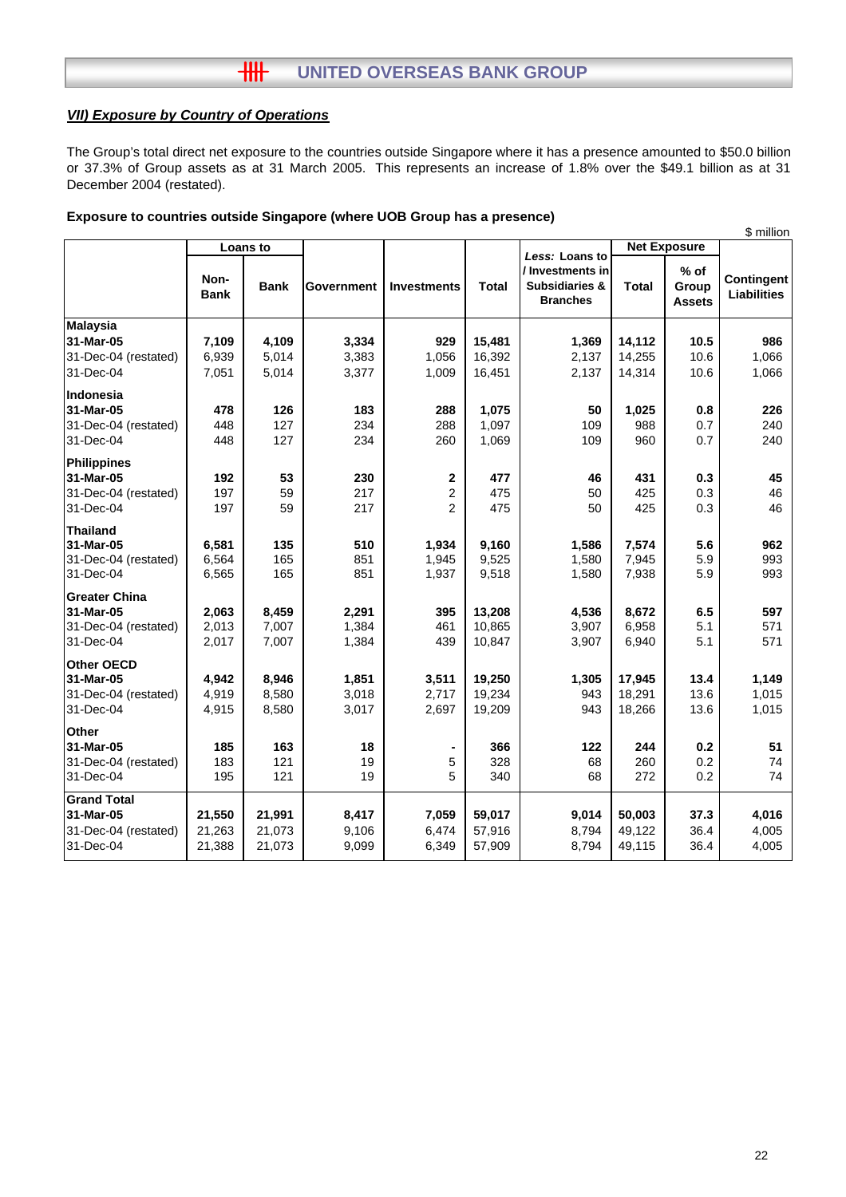## *VII) Exposure by Country of Operations*

The Group's total direct net exposure to the countries outside Singapore where it has a presence amounted to $50.0 billion or 37.3% of Group assets as at 31 March 2005. This represents an increase of 1.8% over the $49.1 billion as at 31 December 2004 (restated).

**Exposure to countries outside Singapore (where UOB Group has a presence)**

$ million

| | Loans to | | Government | Investments | Total | *Less:* Loans to / Investments in Subsidiaries & Branches | Net Exposure | | Contingent Liabilities |
|---|---|---|---|---|---|---|---|---|---|
| | Non-Bank | Bank | | | | | Total | % of Group Assets | |
| **Malaysia** | | | | | | | | | |
| **31-Mar-05** | **7,109** | **4,109** | **3,334** | **929** | **15,481** | **1,369** | **14,112** | **10.5** | **986** |
| 31-Dec-04 (restated) | 6,939 | 5,014 | 3,383 | 1,056 | 16,392 | 2,137 | 14,255 | 10.6 | 1,066 |
| 31-Dec-04 | 7,051 | 5,014 | 3,377 | 1,009 | 16,451 | 2,137 | 14,314 | 10.6 | 1,066 |
| **Indonesia** | | | | | | | | | |
| **31-Mar-05** | **478** | **126** | **183** | **288** | **1,075** | **50** | **1,025** | **0.8** | **226** |
| 31-Dec-04 (restated) | 448 | 127 | 234 | 288 | 1,097 | 109 | 988 | 0.7 | 240 |
| 31-Dec-04 | 448 | 127 | 234 | 260 | 1,069 | 109 | 960 | 0.7 | 240 |
| **Philippines** | | | | | | | | | |
| **31-Mar-05** | **192** | **53** | **230** | **2** | **477** | **46** | **431** | **0.3** | **45** |
| 31-Dec-04 (restated) | 197 | 59 | 217 | 2 | 475 | 50 | 425 | 0.3 | 46 |
| 31-Dec-04 | 197 | 59 | 217 | 2 | 475 | 50 | 425 | 0.3 | 46 |
| **Thailand** | | | | | | | | | |
| **31-Mar-05** | **6,581** | **135** | **510** | **1,934** | **9,160** | **1,586** | **7,574** | **5.6** | **962** |
| 31-Dec-04 (restated) | 6,564 | 165 | 851 | 1,945 | 9,525 | 1,580 | 7,945 | 5.9 | 993 |
| 31-Dec-04 | 6,565 | 165 | 851 | 1,937 | 9,518 | 1,580 | 7,938 | 5.9 | 993 |
| **Greater China** | | | | | | | | | |
| **31-Mar-05** | **2,063** | **8,459** | **2,291** | **395** | **13,208** | **4,536** | **8,672** | **6.5** | **597** |
| 31-Dec-04 (restated) | 2,013 | 7,007 | 1,384 | 461 | 10,865 | 3,907 | 6,958 | 5.1 | 571 |
| 31-Dec-04 | 2,017 | 7,007 | 1,384 | 439 | 10,847 | 3,907 | 6,940 | 5.1 | 571 |
| **Other OECD** | | | | | | | | | |
| **31-Mar-05** | **4,942** | **8,946** | **1,851** | **3,511** | **19,250** | **1,305** | **17,945** | **13.4** | **1,149** |
| 31-Dec-04 (restated) | 4,919 | 8,580 | 3,018 | 2,717 | 19,234 | 943 | 18,291 | 13.6 | 1,015 |
| 31-Dec-04 | 4,915 | 8,580 | 3,017 | 2,697 | 19,209 | 943 | 18,266 | 13.6 | 1,015 |
| **Other** | | | | | | | | | |
| **31-Mar-05** | **185** | **163** | **18** | **-** | **366** | **122** | **244** | **0.2** | **51** |
| 31-Dec-04 (restated) | 183 | 121 | 19 | 5 | 328 | 68 | 260 | 0.2 | 74 |
| 31-Dec-04 | 195 | 121 | 19 | 5 | 340 | 68 | 272 | 0.2 | 74 |
| **Grand Total** | | | | | | | | | |
| **31-Mar-05** | **21,550** | **21,991** | **8,417** | **7,059** | **59,017** | **9,014** | **50,003** | **37.3** | **4,016** |
| 31-Dec-04 (restated) | 21,263 | 21,073 | 9,106 | 6,474 | 57,916 | 8,794 | 49,122 | 36.4 | 4,005 |
| 31-Dec-04 | 21,388 | 21,073 | 9,099 | 6,349 | 57,909 | 8,794 | 49,115 | 36.4 | 4,005 |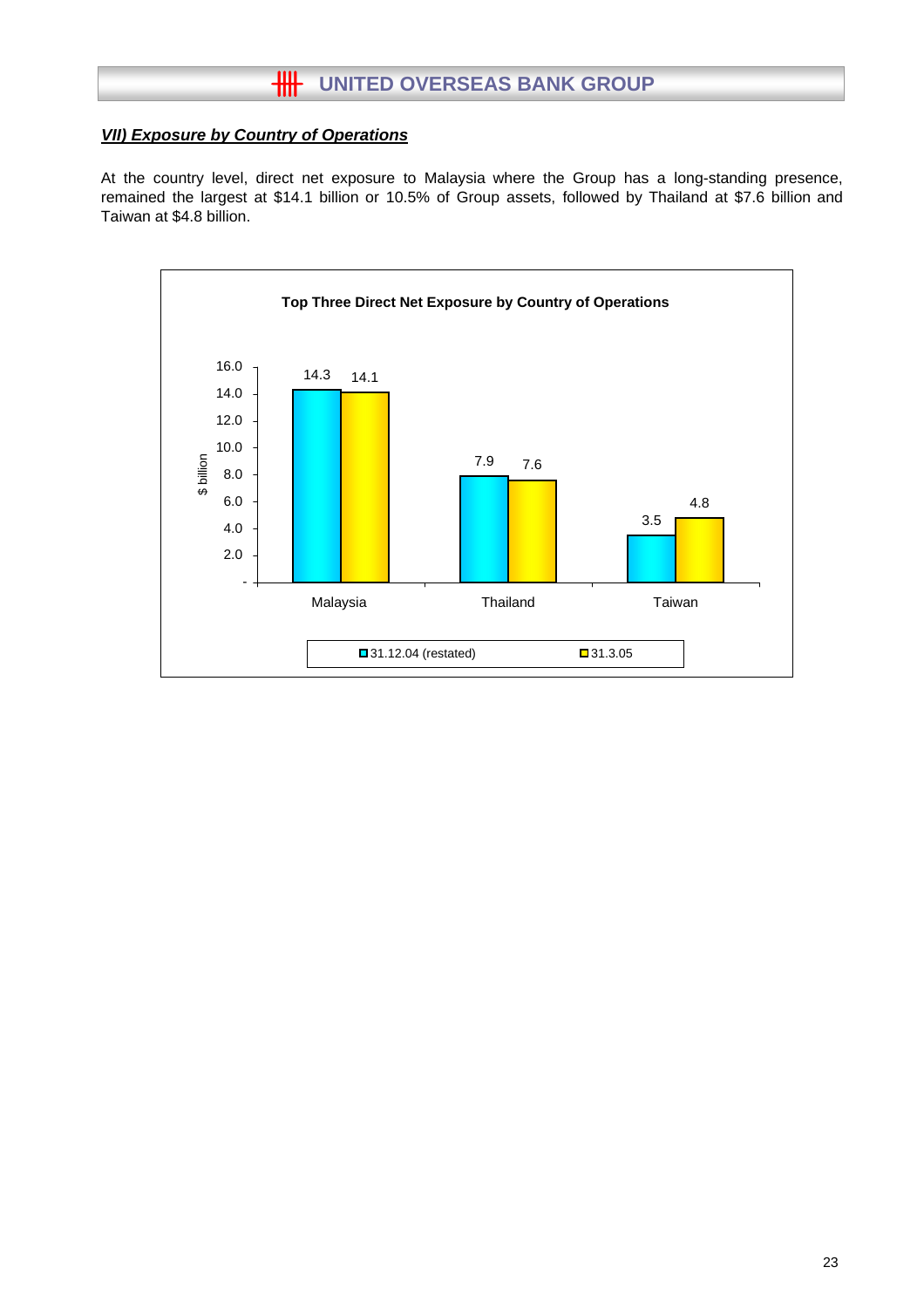## *VII) Exposure by Country of Operations*

At the country level, direct net exposure to Malaysia where the Group has a long-standing presence, remained the largest at $14.1 billion or 10.5% of Group assets, followed by Thailand at $7.6 billion and Taiwan at $4.8 billion.

**Top Three Direct Net Exposure by Country of Operations**

| $ billion | 31.12.04 (restated) | 31.3.05 |
|---|---|---|
| Malaysia | 14.3 | 14.1 |
| Thailand | 7.9 | 7.6 |
| Taiwan | 3.5 | 4.8 |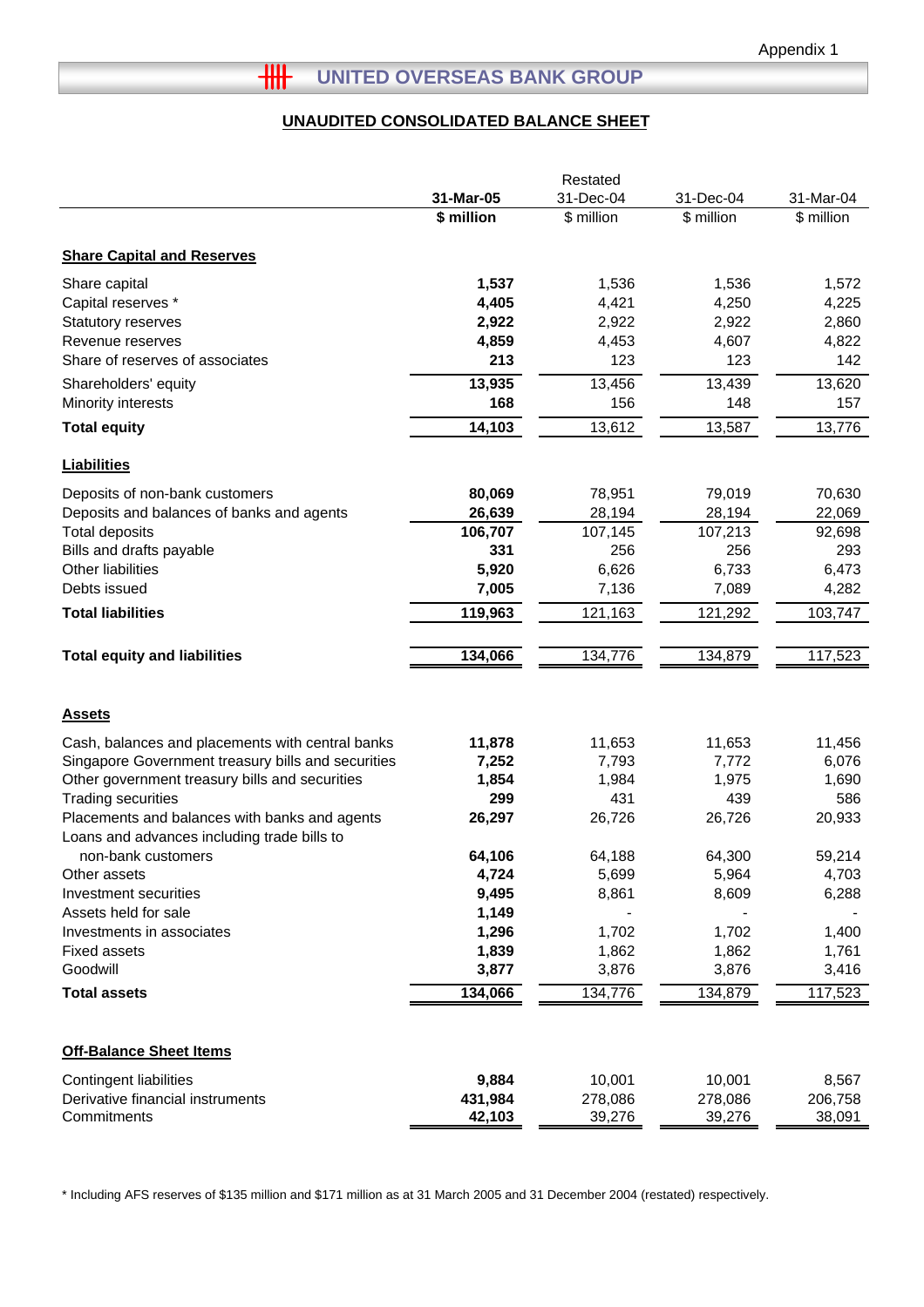Appendix 1

# UNITED OVERSEAS BANK GROUP

## UNAUDITED CONSOLIDATED BALANCE SHEET

| | 31-Mar-05 | Restated 31-Dec-04 | 31-Dec-04 | 31-Mar-04 |
|---|---|---|---|---|
| | $ million | $ million | $ million | $ million |
| **Share Capital and Reserves** | | | | |
| Share capital | **1,537** | 1,536 | 1,536 | 1,572 |
| Capital reserves * | **4,405** | 4,421 | 4,250 | 4,225 |
| Statutory reserves | **2,922** | 2,922 | 2,922 | 2,860 |
| Revenue reserves | **4,859** | 4,453 | 4,607 | 4,822 |
| Share of reserves of associates | **213** | 123 | 123 | 142 |
| Shareholders' equity | **13,935** | 13,456 | 13,439 | 13,620 |
| Minority interests | **168** | 156 | 148 | 157 |
| **Total equity** | **14,103** | 13,612 | 13,587 | 13,776 |
| **Liabilities** | | | | |
| Deposits of non-bank customers | **80,069** | 78,951 | 79,019 | 70,630 |
| Deposits and balances of banks and agents | **26,639** | 28,194 | 28,194 | 22,069 |
| Total deposits | **106,707** | 107,145 | 107,213 | 92,698 |
| Bills and drafts payable | **331** | 256 | 256 | 293 |
| Other liabilities | **5,920** | 6,626 | 6,733 | 6,473 |
| Debts issued | **7,005** | 7,136 | 7,089 | 4,282 |
| **Total liabilities** | **119,963** | 121,163 | 121,292 | 103,747 |
| **Total equity and liabilities** | **134,066** | 134,776 | 134,879 | 117,523 |
| **Assets** | | | | |
| Cash, balances and placements with central banks | **11,878** | 11,653 | 11,653 | 11,456 |
| Singapore Government treasury bills and securities | **7,252** | 7,793 | 7,772 | 6,076 |
| Other government treasury bills and securities | **1,854** | 1,984 | 1,975 | 1,690 |
| Trading securities | **299** | 431 | 439 | 586 |
| Placements and balances with banks and agents | **26,297** | 26,726 | 26,726 | 20,933 |
| Loans and advances including trade bills to non-bank customers | **64,106** | 64,188 | 64,300 | 59,214 |
| Other assets | **4,724** | 5,699 | 5,964 | 4,703 |
| Investment securities | **9,495** | 8,861 | 8,609 | 6,288 |
| Assets held for sale | **1,149** | - | - | - |
| Investments in associates | **1,296** | 1,702 | 1,702 | 1,400 |
| Fixed assets | **1,839** | 1,862 | 1,862 | 1,761 |
| Goodwill | **3,877** | 3,876 | 3,876 | 3,416 |
| **Total assets** | **134,066** | 134,776 | 134,879 | 117,523 |
| **Off-Balance Sheet Items** | | | | |
| Contingent liabilities | **9,884** | 10,001 | 10,001 | 8,567 |
| Derivative financial instruments | **431,984** | 278,086 | 278,086 | 206,758 |
| Commitments | **42,103** | 39,276 | 39,276 | 38,091 |

* Including AFS reserves of $135 million and $171 million as at 31 March 2005 and 31 December 2004 (restated) respectively.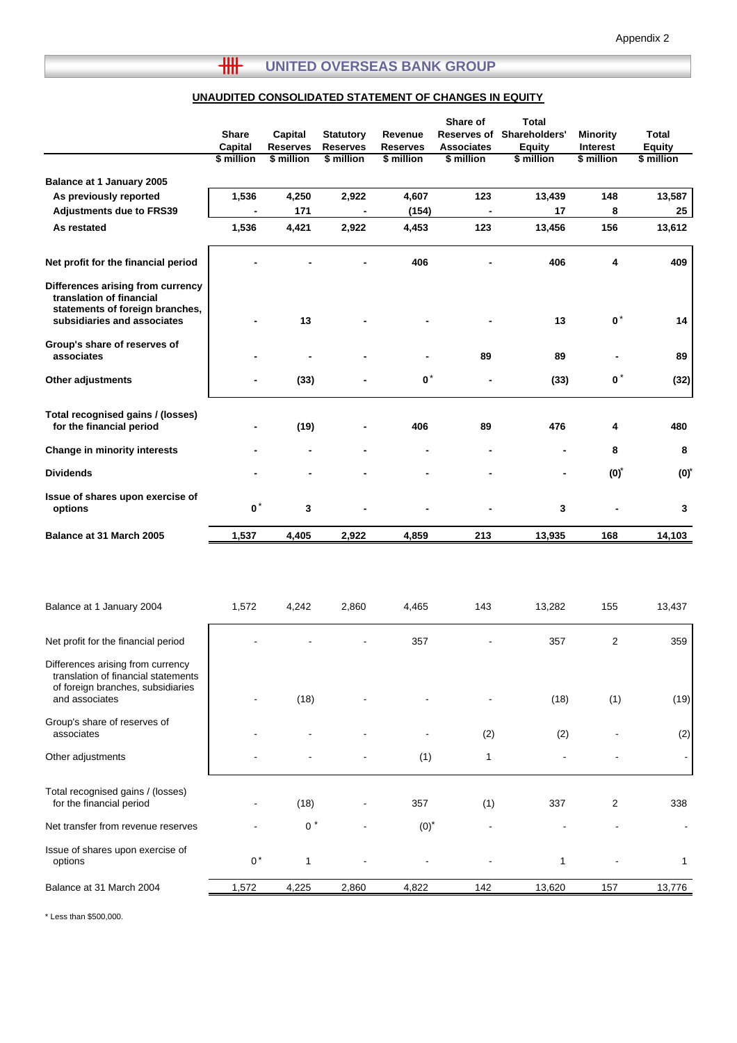Appendix 2

# UNITED OVERSEAS BANK GROUP

## UNAUDITED CONSOLIDATED STATEMENT OF CHANGES IN EQUITY

| | Share Capital | Capital Reserves | Statutory Reserves | Revenue Reserves | Share of Reserves of Associates | Total Shareholders' Equity | Minority Interest | Total Equity |
|---|---|---|---|---|---|---|---|---|
| | $ million | $ million | $ million | $ million | $ million | $ million | $ million | $ million |
| **Balance at 1 January 2005** | | | | | | | | |
| **As previously reported** | **1,536** | **4,250** | **2,922** | **4,607** | **123** | **13,439** | **148** | **13,587** |
| **Adjustments due to FRS39** | **-** | **171** | **-** | **(154)** | **-** | **17** | **8** | **25** |
| **As restated** | **1,536** | **4,421** | **2,922** | **4,453** | **123** | **13,456** | **156** | **13,612** |
| **Net profit for the financial period** | **-** | **-** | **-** | **406** | **-** | **406** | **4** | **409** |
| **Differences arising from currency translation of financial statements of foreign branches, subsidiaries and associates** | **-** | **13** | **-** | **-** | **-** | **13** | **0*** | **14** |
| **Group's share of reserves of associates** | **-** | **-** | **-** | **-** | **89** | **89** | **-** | **89** |
| **Other adjustments** | **-** | **(33)** | **-** | **0*** | **-** | **(33)** | **0*** | **(32)** |
| **Total recognised gains / (losses) for the financial period** | **-** | **(19)** | **-** | **406** | **89** | **476** | **4** | **480** |
| **Change in minority interests** | **-** | **-** | **-** | **-** | **-** | **-** | **8** | **8** |
| **Dividends** | **-** | **-** | **-** | **-** | **-** | **-** | **(0)*** | **(0)*** |
| **Issue of shares upon exercise of options** | **0*** | **3** | **-** | **-** | **-** | **3** | **-** | **3** |
| **Balance at 31 March 2005** | **1,537** | **4,405** | **2,922** | **4,859** | **213** | **13,935** | **168** | **14,103** |
| | | | | | | | | |
| Balance at 1 January 2004 | 1,572 | 4,242 | 2,860 | 4,465 | 143 | 13,282 | 155 | 13,437 |
| Net profit for the financial period | - | - | - | 357 | - | 357 | 2 | 359 |
| Differences arising from currency translation of financial statements of foreign branches, subsidiaries and associates | - | (18) | - | - | - | (18) | (1) | (19) |
| Group's share of reserves of associates | - | - | - | - | (2) | (2) | - | (2) |
| Other adjustments | - | - | - | (1) | 1 | - | - | - |
| Total recognised gains / (losses) for the financial period | - | (18) | - | 357 | (1) | 337 | 2 | 338 |
| Net transfer from revenue reserves | - | 0* | - | (0)* | - | - | - | - |
| Issue of shares upon exercise of options | 0* | 1 | - | - | - | 1 | - | 1 |
| Balance at 31 March 2004 | 1,572 | 4,225 | 2,860 | 4,822 | 142 | 13,620 | 157 | 13,776 |

\* Less than $500,000.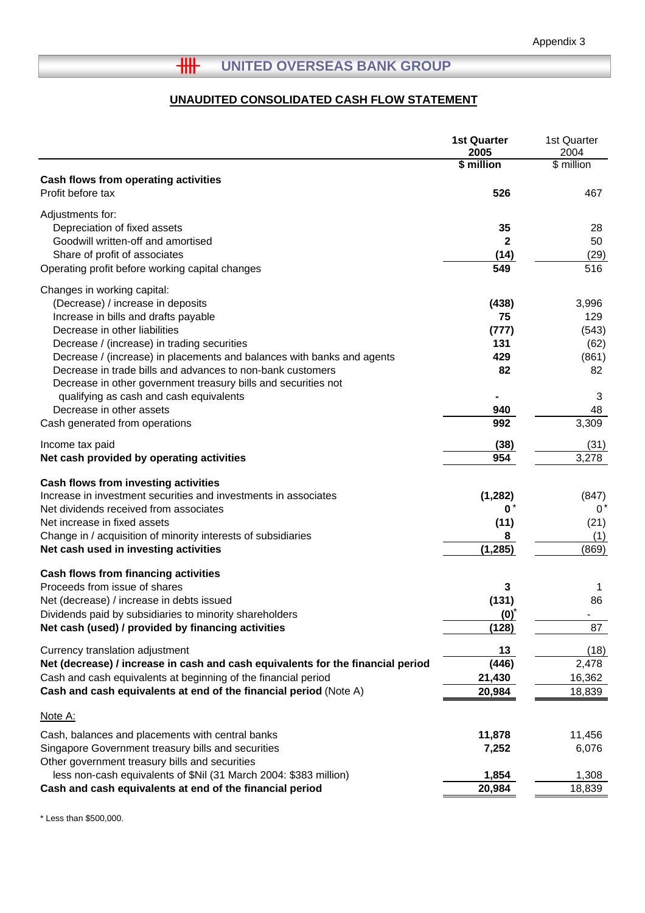Appendix 3

# UNITED OVERSEAS BANK GROUP

## UNAUDITED CONSOLIDATED CASH FLOW STATEMENT

| | 1st Quarter 2005 | 1st Quarter 2004 |
|---|---|---|
| | $ million | $ million |
| **Cash flows from operating activities** | | |
| Profit before tax | **526** | 467 |
| Adjustments for: | | |
| Depreciation of fixed assets | **35** | 28 |
| Goodwill written-off and amortised | **2** | 50 |
| Share of profit of associates | **(14)** | (29) |
| Operating profit before working capital changes | **549** | 516 |
| Changes in working capital: | | |
| (Decrease) / increase in deposits | **(438)** | 3,996 |
| Increase in bills and drafts payable | **75** | 129 |
| Decrease in other liabilities | **(777)** | (543) |
| Decrease / (increase) in trading securities | **131** | (62) |
| Decrease / (increase) in placements and balances with banks and agents | **429** | (861) |
| Decrease in trade bills and advances to non-bank customers | **82** | 82 |
| Decrease in other government treasury bills and securities not qualifying as cash and cash equivalents | **-** | 3 |
| Decrease in other assets | **940** | 48 |
| Cash generated from operations | **992** | 3,309 |
| Income tax paid | **(38)** | (31) |
| **Net cash provided by operating activities** | **954** | 3,278 |
| **Cash flows from investing activities** | | |
| Increase in investment securities and investments in associates | **(1,282)** | (847) |
| Net dividends received from associates | **0*** | 0* |
| Net increase in fixed assets | **(11)** | (21) |
| Change in / acquisition of minority interests of subsidiaries | **8** | (1) |
| **Net cash used in investing activities** | **(1,285)** | (869) |
| **Cash flows from financing activities** | | |
| Proceeds from issue of shares | **3** | 1 |
| Net (decrease) / increase in debts issued | **(131)** | 86 |
| Dividends paid by subsidiaries to minority shareholders | **(0)*** | - |
| **Net cash (used) / provided by financing activities** | **(128)** | 87 |
| Currency translation adjustment | **13** | (18) |
| **Net (decrease) / increase in cash and cash equivalents for the financial period** | **(446)** | 2,478 |
| Cash and cash equivalents at beginning of the financial period | **21,430** | 16,362 |
| **Cash and cash equivalents at end of the financial period** (Note A) | **20,984** | 18,839 |

Note A:

| | 1st Quarter 2005 | 1st Quarter 2004 |
|---|---|---|
| Cash, balances and placements with central banks | **11,878** | 11,456 |
| Singapore Government treasury bills and securities | **7,252** | 6,076 |
| Other government treasury bills and securities less non-cash equivalents of $Nil (31 March 2004: $383 million) | **1,854** | 1,308 |
| **Cash and cash equivalents at end of the financial period** | **20,984** | 18,839 |

* Less than $500,000.